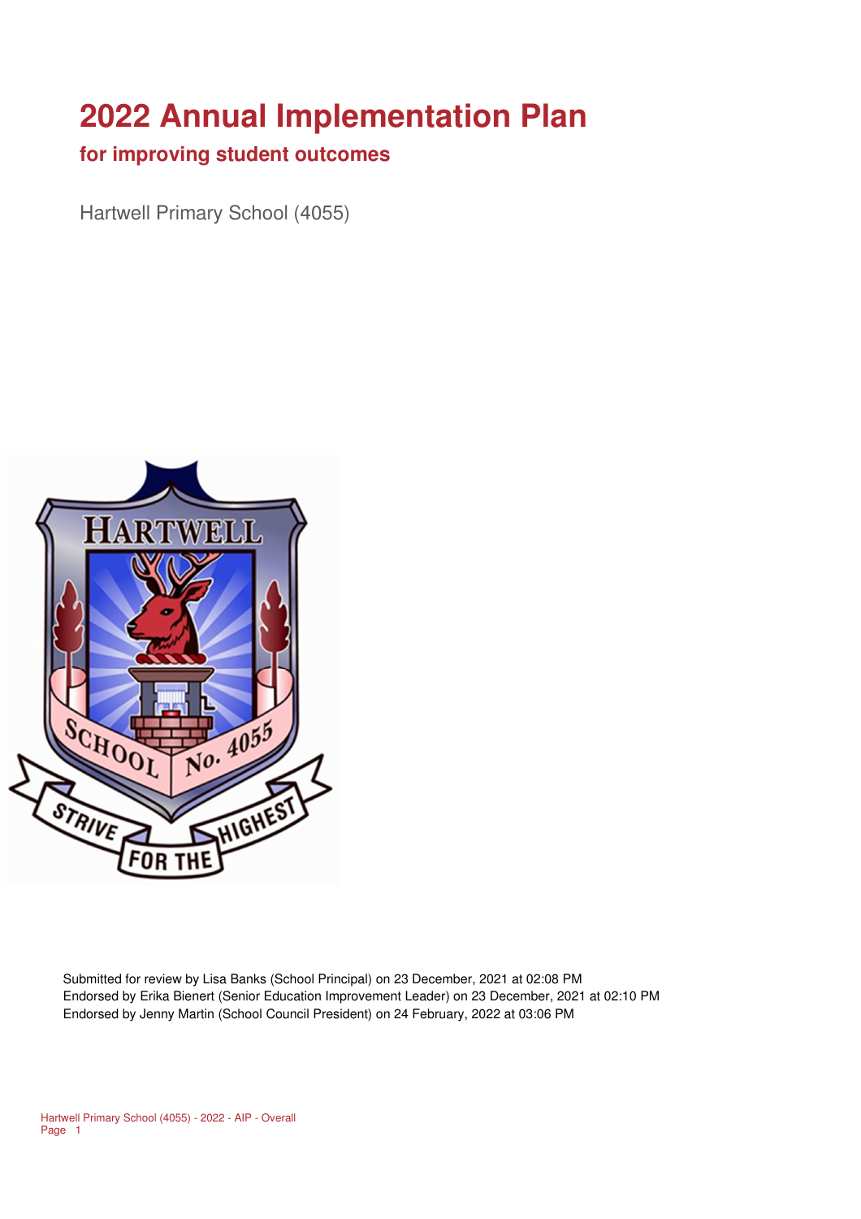# 2022 Annual Implementation Plan

## for improving student outcomes

Hartwell Primary School (4055)

Submitted for review by Lisa Banks (School Principal) on 23 December, 2021 at 02:08 PM
Endorsed by Erika Bienert (Senior Education Improvement Leader) on 23 December, 2021 at 02:10 PM
Endorsed by Jenny Martin (School Council President) on 24 February, 2022 at 03:06 PM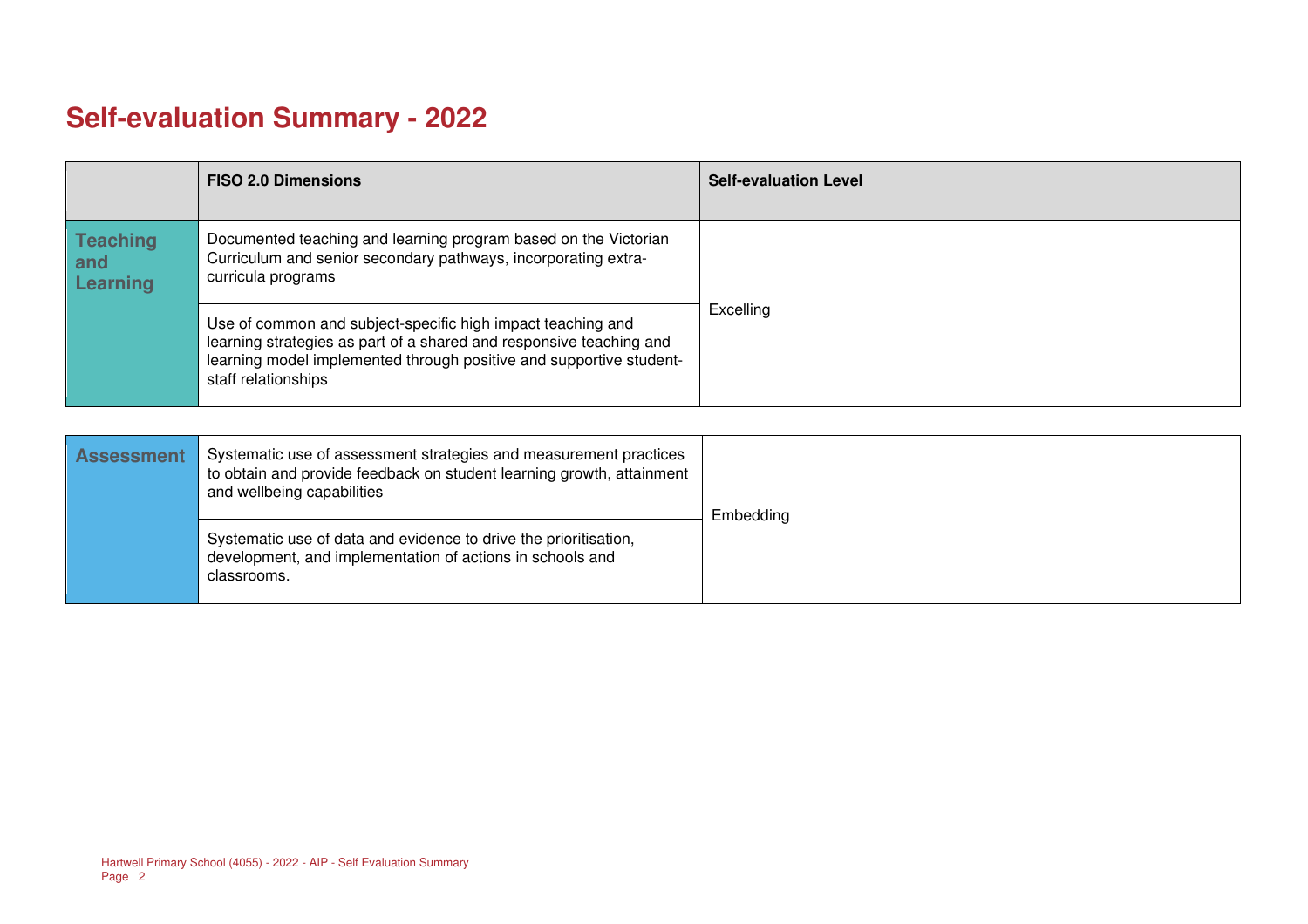# Self-evaluation Summary - 2022

| | FISO 2.0 Dimensions | Self-evaluation Level |
|---|---|---|
| **Teaching and Learning** | Documented teaching and learning program based on the Victorian Curriculum and senior secondary pathways, incorporating extra-curricula programs | Excelling |
| | Use of common and subject-specific high impact teaching and learning strategies as part of a shared and responsive teaching and learning model implemented through positive and supportive student-staff relationships | |
| **Assessment** | Systematic use of assessment strategies and measurement practices to obtain and provide feedback on student learning growth, attainment and wellbeing capabilities | Embedding |
| | Systematic use of data and evidence to drive the prioritisation, development, and implementation of actions in schools and classrooms. | |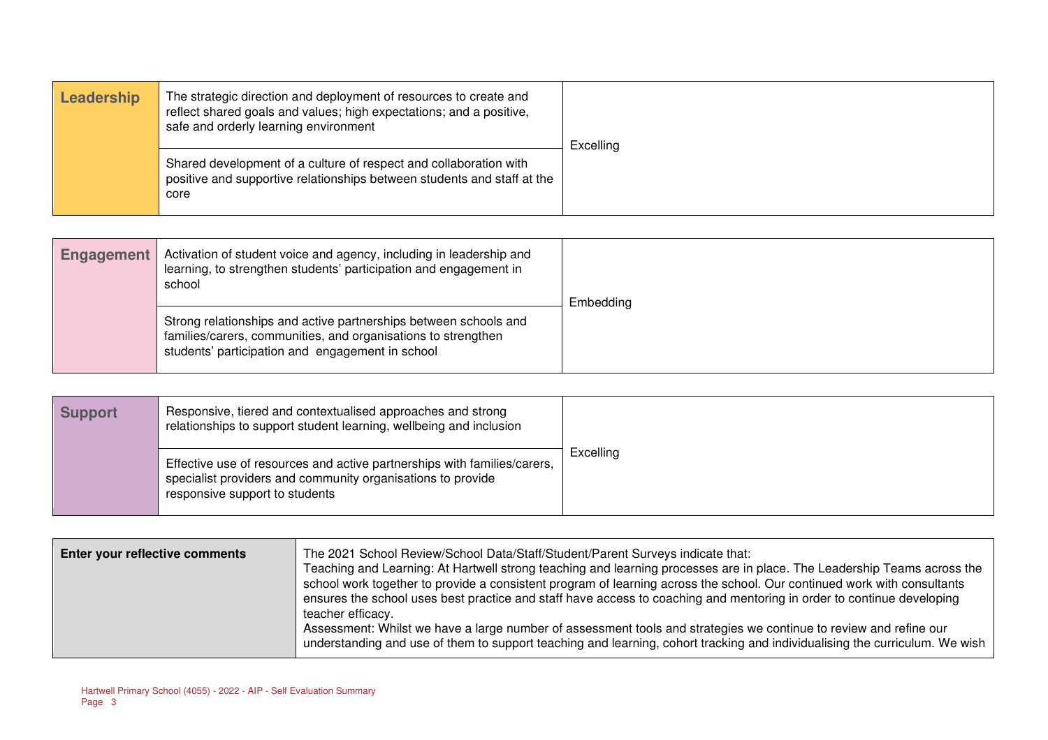| Leadership | | |
|---|---|---|
| Leadership | The strategic direction and deployment of resources to create and reflect shared goals and values; high expectations; and a positive, safe and orderly learning environment | Excelling |
| | Shared development of a culture of respect and collaboration with positive and supportive relationships between students and staff at the core | |

| Engagement | | |
|---|---|---|
| Engagement | Activation of student voice and agency, including in leadership and learning, to strengthen students' participation and engagement in school | Embedding |
| | Strong relationships and active partnerships between schools and families/carers, communities, and organisations to strengthen students' participation and engagement in school | |

| Support | | |
|---|---|---|
| Support | Responsive, tiered and contextualised approaches and strong relationships to support student learning, wellbeing and inclusion | Excelling |
| | Effective use of resources and active partnerships with families/carers, specialist providers and community organisations to provide responsive support to students | |

| Enter your reflective comments | |
|---|---|
| | The 2021 School Review/School Data/Staff/Student/Parent Surveys indicate that:<br>Teaching and Learning: At Hartwell strong teaching and learning processes are in place. The Leadership Teams across the school work together to provide a consistent program of learning across the school. Our continued work with consultants ensures the school uses best practice and staff have access to coaching and mentoring in order to continue developing teacher efficacy.<br>Assessment: Whilst we have a large number of assessment tools and strategies we continue to review and refine our understanding and use of them to support teaching and learning, cohort tracking and individualising the curriculum. We wish |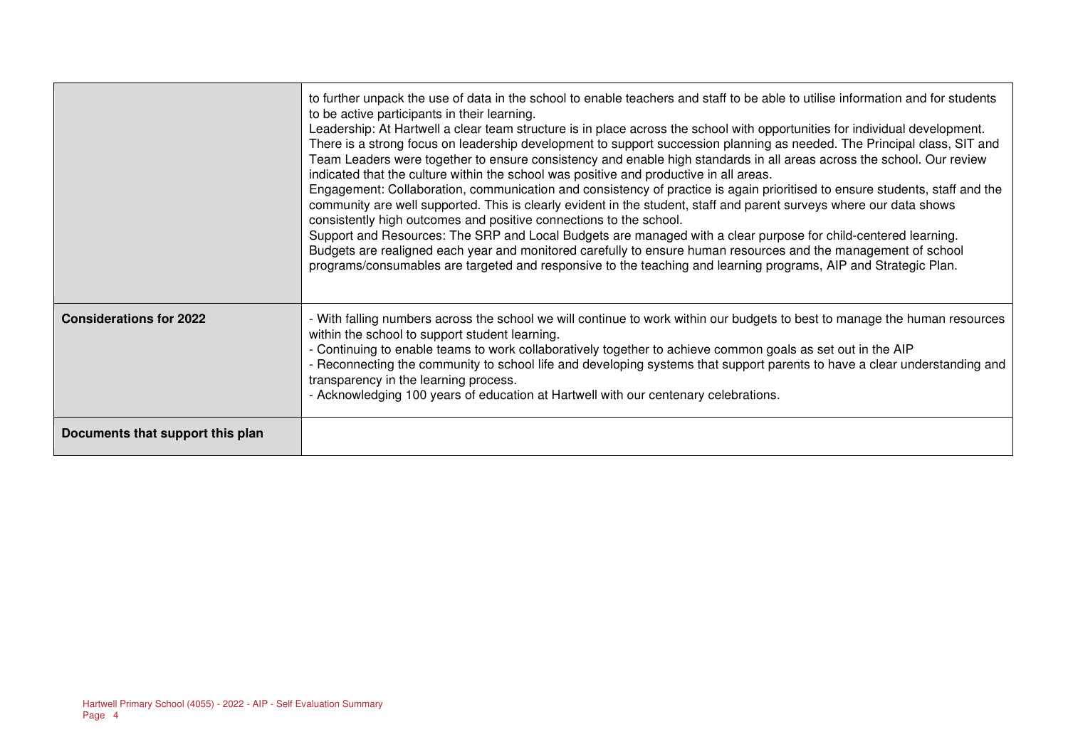| | |
|---|---|
| | to further unpack the use of data in the school to enable teachers and staff to be able to utilise information and for students to be active participants in their learning.<br>Leadership: At Hartwell a clear team structure is in place across the school with opportunities for individual development. There is a strong focus on leadership development to support succession planning as needed. The Principal class, SIT and Team Leaders were together to ensure consistency and enable high standards in all areas across the school. Our review indicated that the culture within the school was positive and productive in all areas.<br>Engagement: Collaboration, communication and consistency of practice is again prioritised to ensure students, staff and the community are well supported. This is clearly evident in the student, staff and parent surveys where our data shows consistently high outcomes and positive connections to the school.<br>Support and Resources: The SRP and Local Budgets are managed with a clear purpose for child-centered learning. Budgets are realigned each year and monitored carefully to ensure human resources and the management of school programs/consumables are targeted and responsive to the teaching and learning programs, AIP and Strategic Plan. |
| **Considerations for 2022** | - With falling numbers across the school we will continue to work within our budgets to best to manage the human resources within the school to support student learning.<br>- Continuing to enable teams to work collaboratively together to achieve common goals as set out in the AIP<br>- Reconnecting the community to school life and developing systems that support parents to have a clear understanding and transparency in the learning process.<br>- Acknowledging 100 years of education at Hartwell with our centenary celebrations. |
| **Documents that support this plan** | |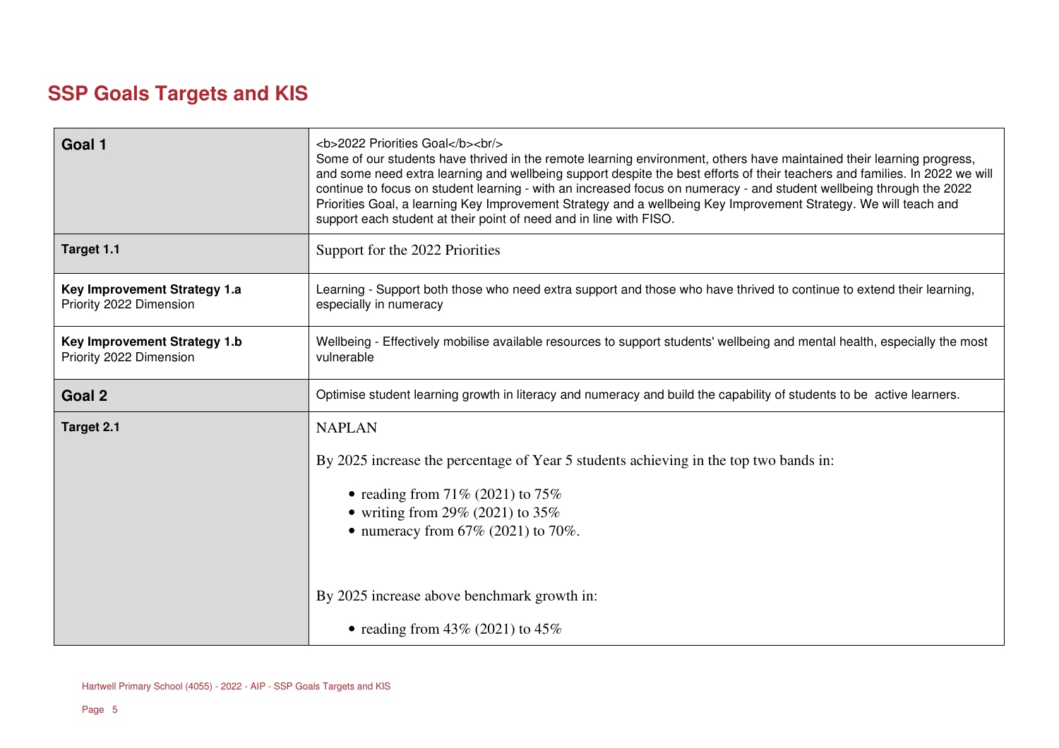# SSP Goals Targets and KIS

| | |
|---|---|
| **Goal 1** | <b>2022 Priorities Goal</b><br/> Some of our students have thrived in the remote learning environment, others have maintained their learning progress, and some need extra learning and wellbeing support despite the best efforts of their teachers and families. In 2022 we will continue to focus on student learning - with an increased focus on numeracy - and student wellbeing through the 2022 Priorities Goal, a learning Key Improvement Strategy and a wellbeing Key Improvement Strategy. We will teach and support each student at their point of need and in line with FISO. |
| **Target 1.1** | Support for the 2022 Priorities |
| **Key Improvement Strategy 1.a** Priority 2022 Dimension | Learning - Support both those who need extra support and those who have thrived to continue to extend their learning, especially in numeracy |
| **Key Improvement Strategy 1.b** Priority 2022 Dimension | Wellbeing - Effectively mobilise available resources to support students' wellbeing and mental health, especially the most vulnerable |
| **Goal 2** | Optimise student learning growth in literacy and numeracy and build the capability of students to be active learners. |
| **Target 2.1** | NAPLAN<br><br>By 2025 increase the percentage of Year 5 students achieving in the top two bands in:<br><br>• reading from 71% (2021) to 75%<br>• writing from 29% (2021) to 35%<br>• numeracy from 67% (2021) to 70%.<br><br>By 2025 increase above benchmark growth in:<br><br>• reading from 43% (2021) to 45% |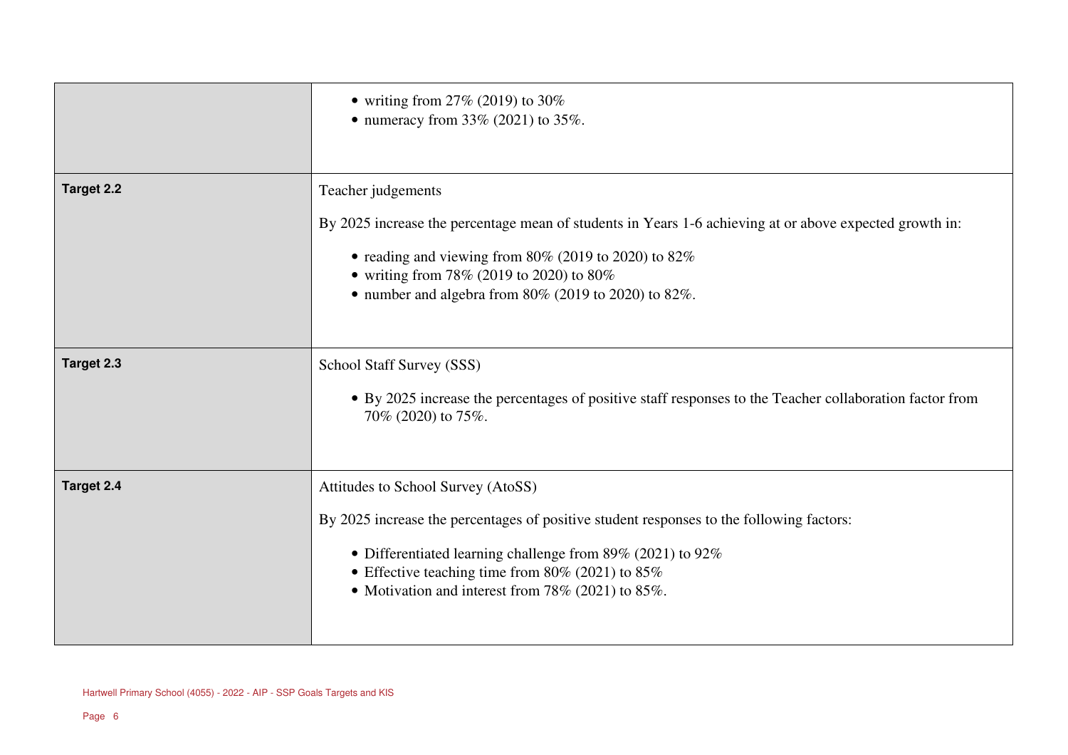| | |
|---|---|
| | • writing from 27% (2019) to 30%<br>• numeracy from 33% (2021) to 35%. |
| **Target 2.2** | Teacher judgements<br><br>By 2025 increase the percentage mean of students in Years 1-6 achieving at or above expected growth in:<br><br>• reading and viewing from 80% (2019 to 2020) to 82%<br>• writing from 78% (2019 to 2020) to 80%<br>• number and algebra from 80% (2019 to 2020) to 82%. |
| **Target 2.3** | School Staff Survey (SSS)<br><br>• By 2025 increase the percentages of positive staff responses to the Teacher collaboration factor from 70% (2020) to 75%. |
| **Target 2.4** | Attitudes to School Survey (AtoSS)<br><br>By 2025 increase the percentages of positive student responses to the following factors:<br><br>• Differentiated learning challenge from 89% (2021) to 92%<br>• Effective teaching time from 80% (2021) to 85%<br>• Motivation and interest from 78% (2021) to 85%. |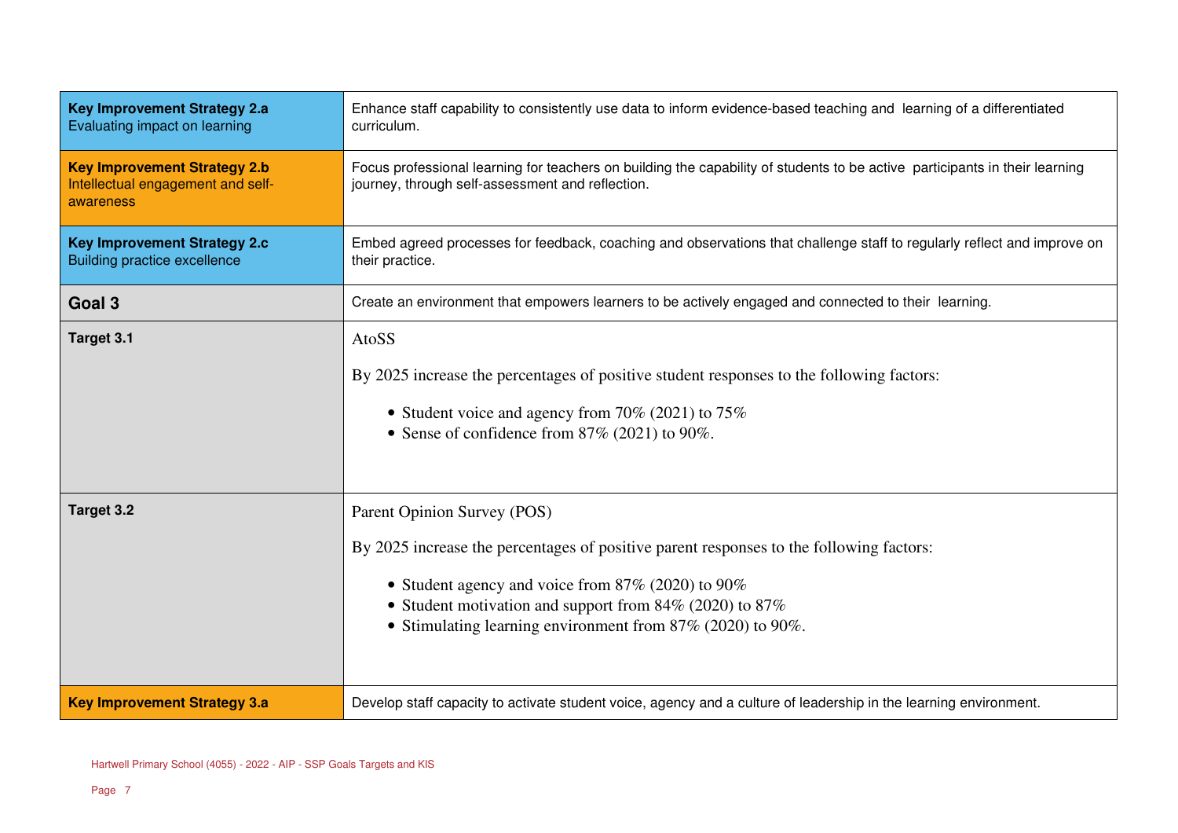| | |
|---|---|
| **Key Improvement Strategy 2.a** Evaluating impact on learning | Enhance staff capability to consistently use data to inform evidence-based teaching and learning of a differentiated curriculum. |
| **Key Improvement Strategy 2.b** Intellectual engagement and self-awareness | Focus professional learning for teachers on building the capability of students to be active participants in their learning journey, through self-assessment and reflection. |
| **Key Improvement Strategy 2.c** Building practice excellence | Embed agreed processes for feedback, coaching and observations that challenge staff to regularly reflect and improve on their practice. |
| **Goal 3** | Create an environment that empowers learners to be actively engaged and connected to their learning. |
| **Target 3.1** | AtoSS<br><br>By 2025 increase the percentages of positive student responses to the following factors:<br><br>• Student voice and agency from 70% (2021) to 75%<br>• Sense of confidence from 87% (2021) to 90%. |
| **Target 3.2** | Parent Opinion Survey (POS)<br><br>By 2025 increase the percentages of positive parent responses to the following factors:<br><br>• Student agency and voice from 87% (2020) to 90%<br>• Student motivation and support from 84% (2020) to 87%<br>• Stimulating learning environment from 87% (2020) to 90%. |
| **Key Improvement Strategy 3.a** | Develop staff capacity to activate student voice, agency and a culture of leadership in the learning environment. |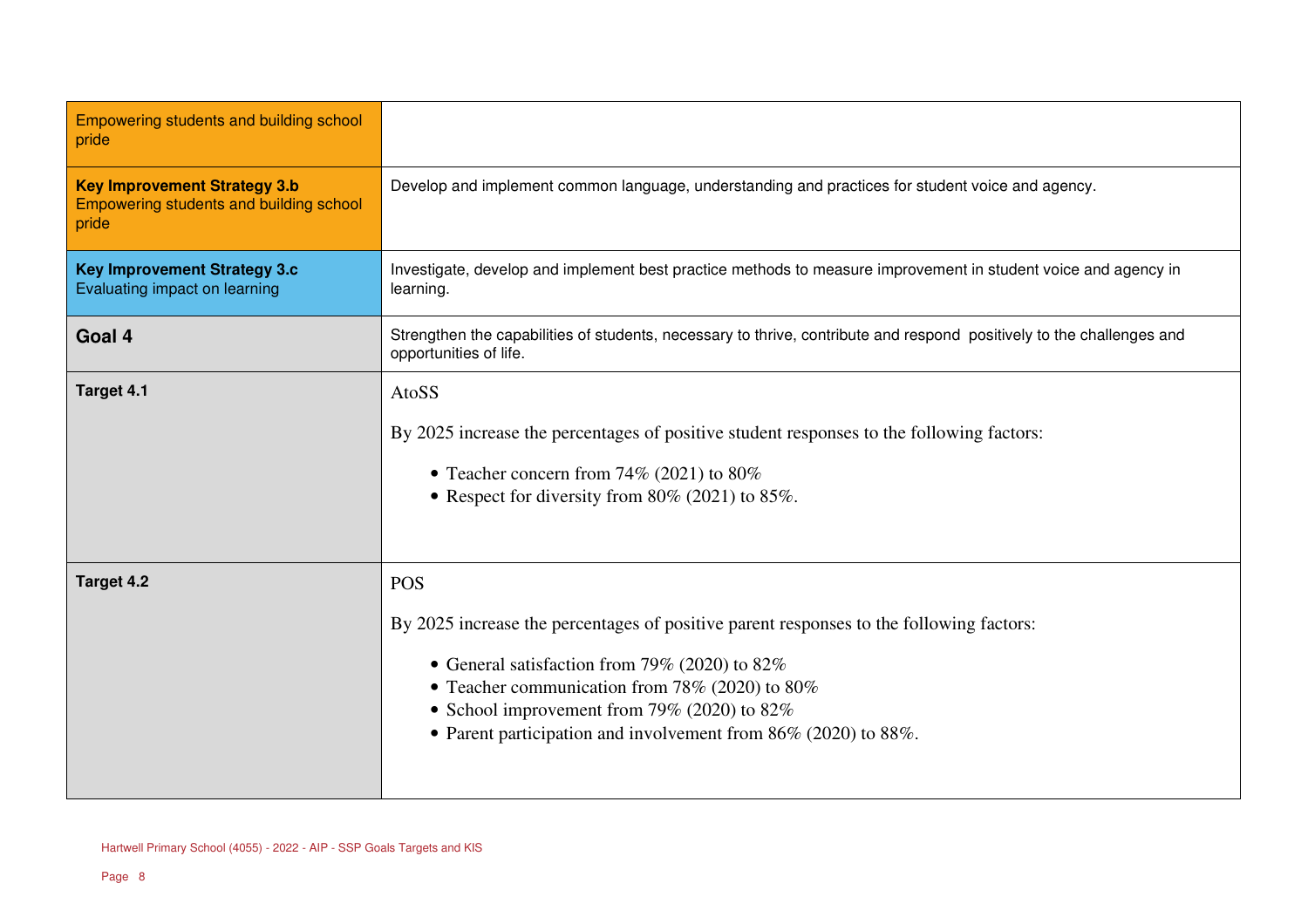| | |
|---|---|
| Empowering students and building school pride | |
| **Key Improvement Strategy 3.b** Empowering students and building school pride | Develop and implement common language, understanding and practices for student voice and agency. |
| **Key Improvement Strategy 3.c** Evaluating impact on learning | Investigate, develop and implement best practice methods to measure improvement in student voice and agency in learning. |
| **Goal 4** | Strengthen the capabilities of students, necessary to thrive, contribute and respond positively to the challenges and opportunities of life. |
| **Target 4.1** | AtoSS<br><br>By 2025 increase the percentages of positive student responses to the following factors:<br><br>• Teacher concern from 74% (2021) to 80%<br>• Respect for diversity from 80% (2021) to 85%. |
| **Target 4.2** | POS<br><br>By 2025 increase the percentages of positive parent responses to the following factors:<br><br>• General satisfaction from 79% (2020) to 82%<br>• Teacher communication from 78% (2020) to 80%<br>• School improvement from 79% (2020) to 82%<br>• Parent participation and involvement from 86% (2020) to 88%. |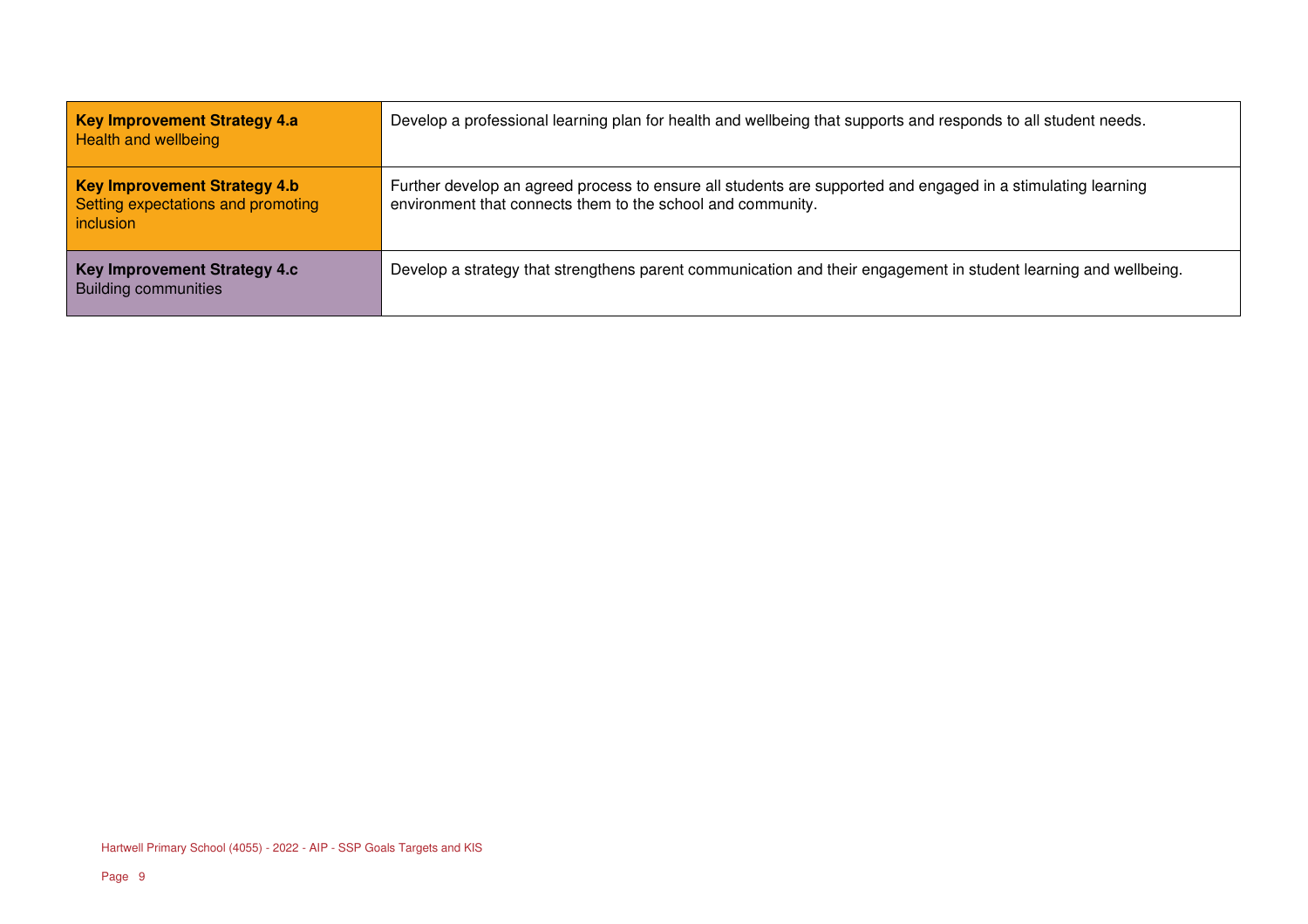| | |
|---|---|
| **Key Improvement Strategy 4.a** Health and wellbeing | Develop a professional learning plan for health and wellbeing that supports and responds to all student needs. |
| **Key Improvement Strategy 4.b** Setting expectations and promoting inclusion | Further develop an agreed process to ensure all students are supported and engaged in a stimulating learning environment that connects them to the school and community. |
| **Key Improvement Strategy 4.c** Building communities | Develop a strategy that strengthens parent communication and their engagement in student learning and wellbeing. |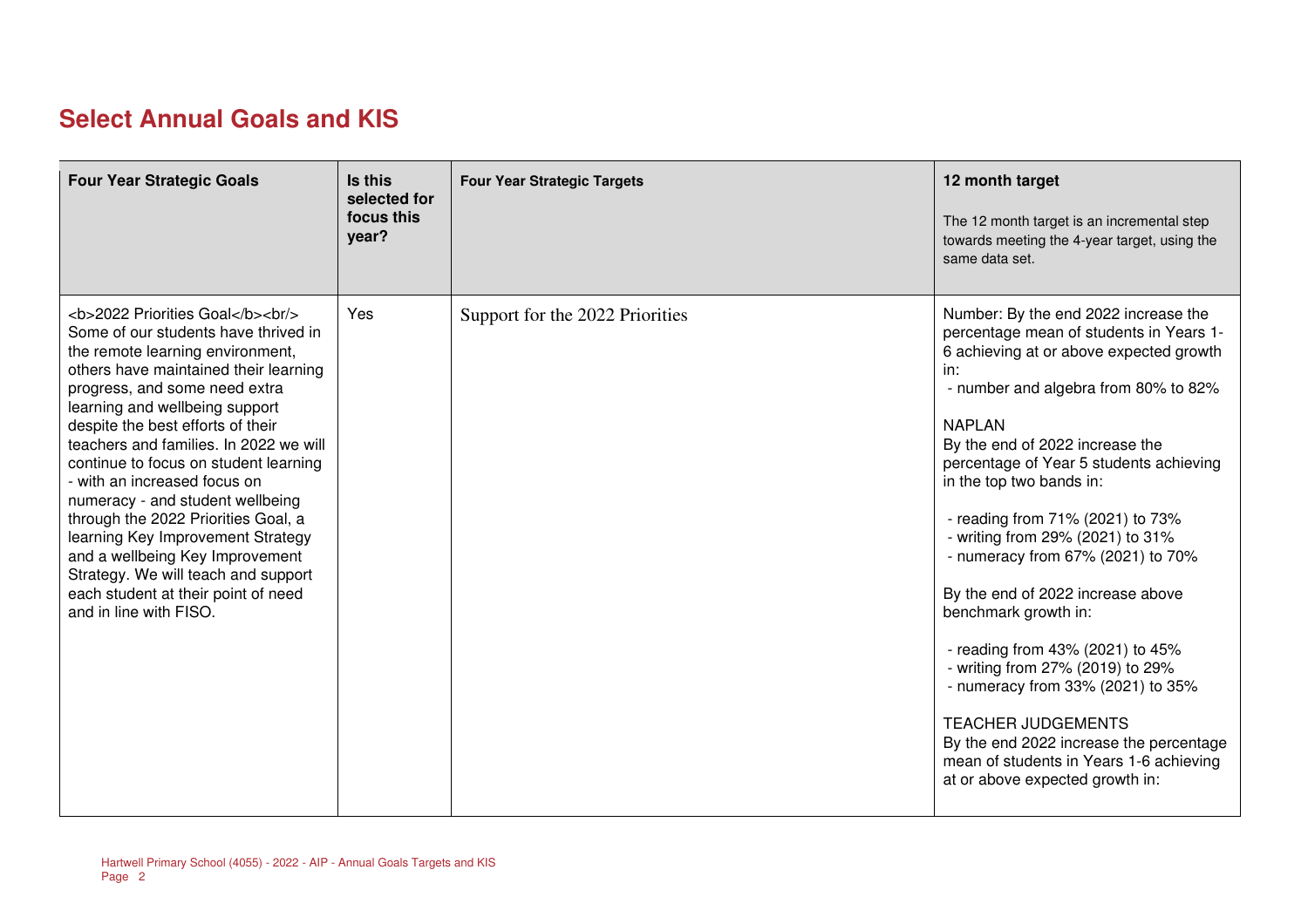## Select Annual Goals and KIS

| Four Year Strategic Goals | Is this selected for focus this year? | Four Year Strategic Targets | 12 month target<br><br>The 12 month target is an incremental step towards meeting the 4-year target, using the same data set. |
|---|---|---|---|
| <b>2022 Priorities Goal</b><br/> Some of our students have thrived in the remote learning environment, others have maintained their learning progress, and some need extra learning and wellbeing support despite the best efforts of their teachers and families. In 2022 we will continue to focus on student learning - with an increased focus on numeracy - and student wellbeing through the 2022 Priorities Goal, a learning Key Improvement Strategy and a wellbeing Key Improvement Strategy. We will teach and support each student at their point of need and in line with FISO. | Yes | Support for the 2022 Priorities | Number: By the end 2022 increase the percentage mean of students in Years 1-6 achieving at or above expected growth in:<br>- number and algebra from 80% to 82%<br><br>NAPLAN<br>By the end of 2022 increase the percentage of Year 5 students achieving in the top two bands in:<br><br>- reading from 71% (2021) to 73%<br>- writing from 29% (2021) to 31%<br>- numeracy from 67% (2021) to 70%<br><br>By the end of 2022 increase above benchmark growth in:<br><br>- reading from 43% (2021) to 45%<br>- writing from 27% (2019) to 29%<br>- numeracy from 33% (2021) to 35%<br><br>TEACHER JUDGEMENTS<br>By the end 2022 increase the percentage mean of students in Years 1-6 achieving at or above expected growth in: |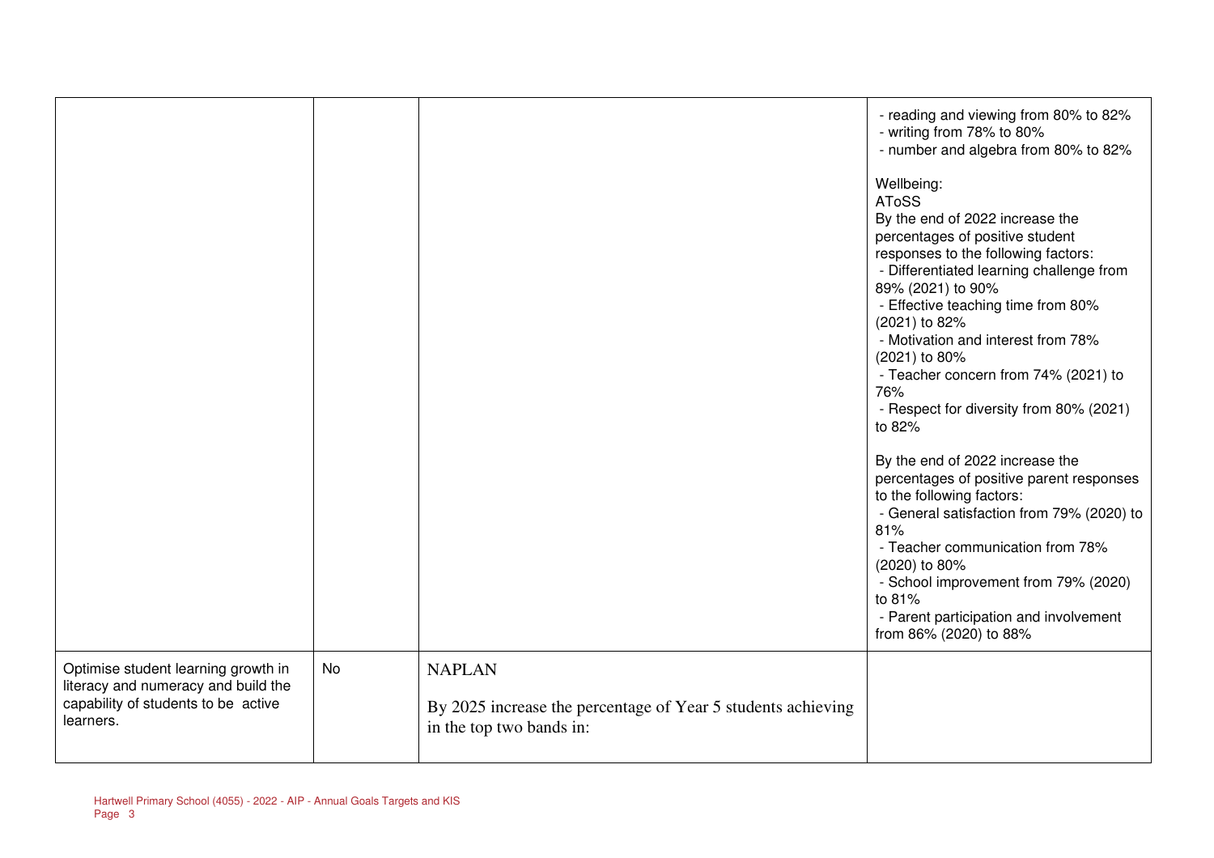| | | | |
|---|---|---|---|
| | | | - reading and viewing from 80% to 82%<br>- writing from 78% to 80%<br>- number and algebra from 80% to 82%<br><br>Wellbeing:<br>AToSS<br>By the end of 2022 increase the percentages of positive student responses to the following factors:<br>- Differentiated learning challenge from 89% (2021) to 90%<br>- Effective teaching time from 80% (2021) to 82%<br>- Motivation and interest from 78% (2021) to 80%<br>- Teacher concern from 74% (2021) to 76%<br>- Respect for diversity from 80% (2021) to 82%<br><br>By the end of 2022 increase the percentages of positive parent responses to the following factors:<br>- General satisfaction from 79% (2020) to 81%<br>- Teacher communication from 78% (2020) to 80%<br>- School improvement from 79% (2020) to 81%<br>- Parent participation and involvement from 86% (2020) to 88% |
| Optimise student learning growth in literacy and numeracy and build the capability of students to be active learners. | No | NAPLAN<br><br>By 2025 increase the percentage of Year 5 students achieving in the top two bands in: | |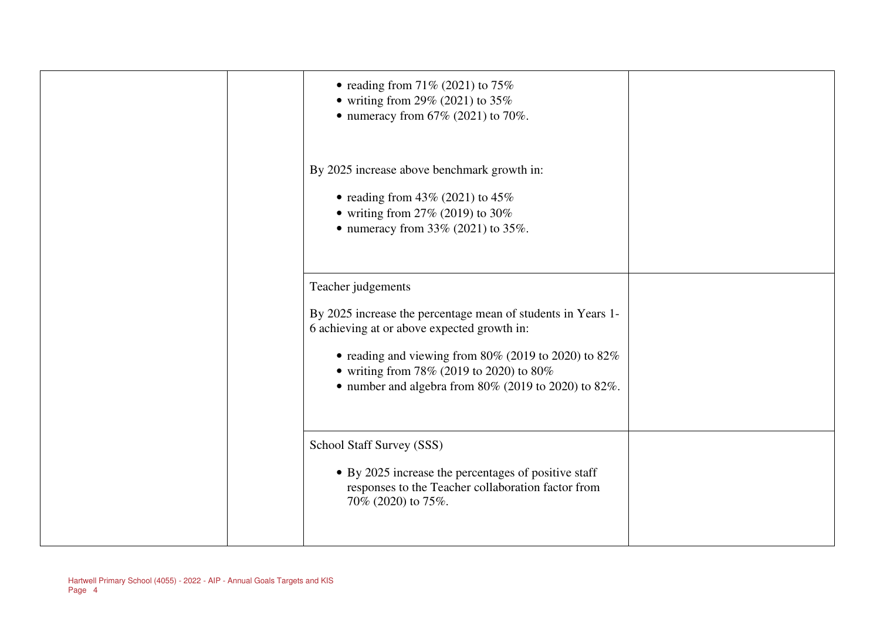| | | | |
|---|---|---|---|
| | | <ul><li>reading from 71% (2021) to 75%</li><li>writing from 29% (2021) to 35%</li><li>numeracy from 67% (2021) to 70%.</li></ul><br>By 2025 increase above benchmark growth in:<ul><li>reading from 43% (2021) to 45%</li><li>writing from 27% (2019) to 30%</li><li>numeracy from 33% (2021) to 35%.</li></ul> | |
| | | Teacher judgements<br><br>By 2025 increase the percentage mean of students in Years 1-6 achieving at or above expected growth in:<ul><li>reading and viewing from 80% (2019 to 2020) to 82%</li><li>writing from 78% (2019 to 2020) to 80%</li><li>number and algebra from 80% (2019 to 2020) to 82%.</li></ul> | |
| | | School Staff Survey (SSS)<ul><li>By 2025 increase the percentages of positive staff responses to the Teacher collaboration factor from 70% (2020) to 75%.</li></ul> | |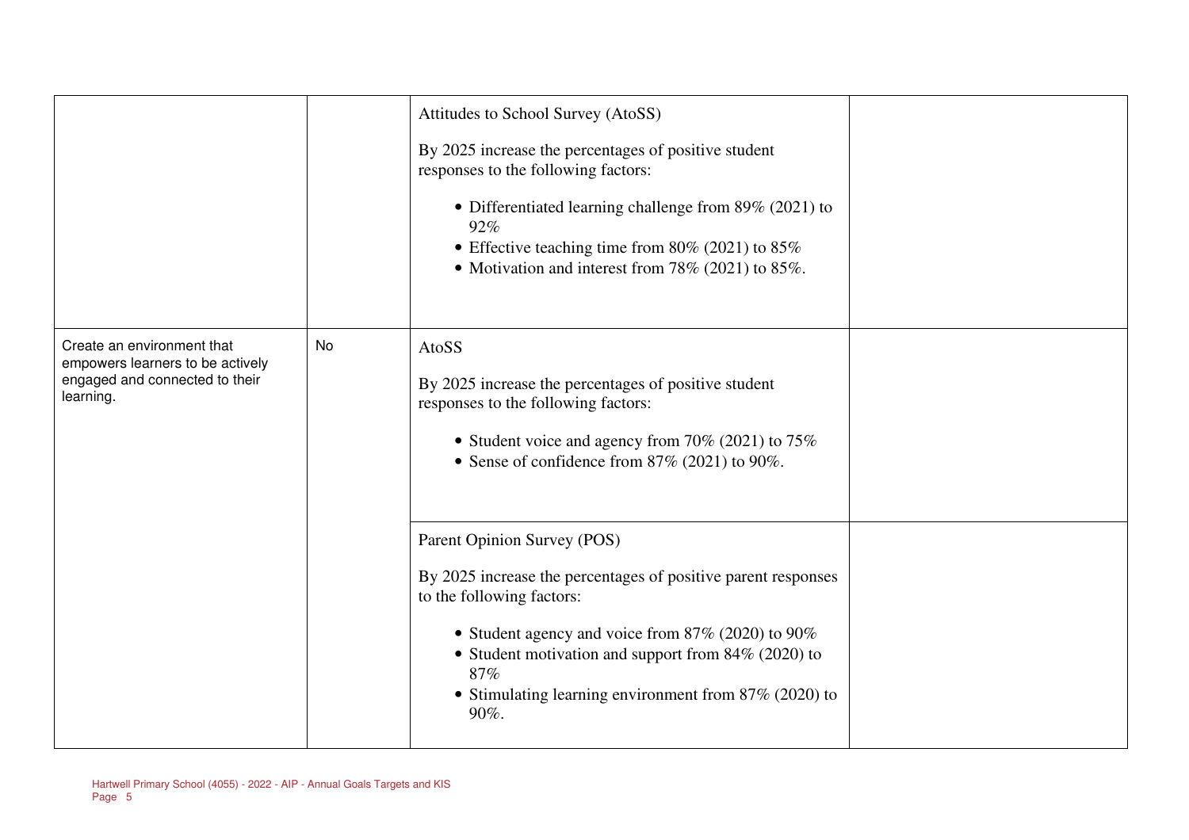| | | | |
|---|---|---|---|
| | | Attitudes to School Survey (AtoSS)<br><br>By 2025 increase the percentages of positive student responses to the following factors:<br><br>• Differentiated learning challenge from 89% (2021) to 92%<br>• Effective teaching time from 80% (2021) to 85%<br>• Motivation and interest from 78% (2021) to 85%. | |
| Create an environment that empowers learners to be actively engaged and connected to their learning. | No | AtoSS<br><br>By 2025 increase the percentages of positive student responses to the following factors:<br><br>• Student voice and agency from 70% (2021) to 75%<br>• Sense of confidence from 87% (2021) to 90%. | |
| | | Parent Opinion Survey (POS)<br><br>By 2025 increase the percentages of positive parent responses to the following factors:<br><br>• Student agency and voice from 87% (2020) to 90%<br>• Student motivation and support from 84% (2020) to 87%<br>• Stimulating learning environment from 87% (2020) to 90%. | |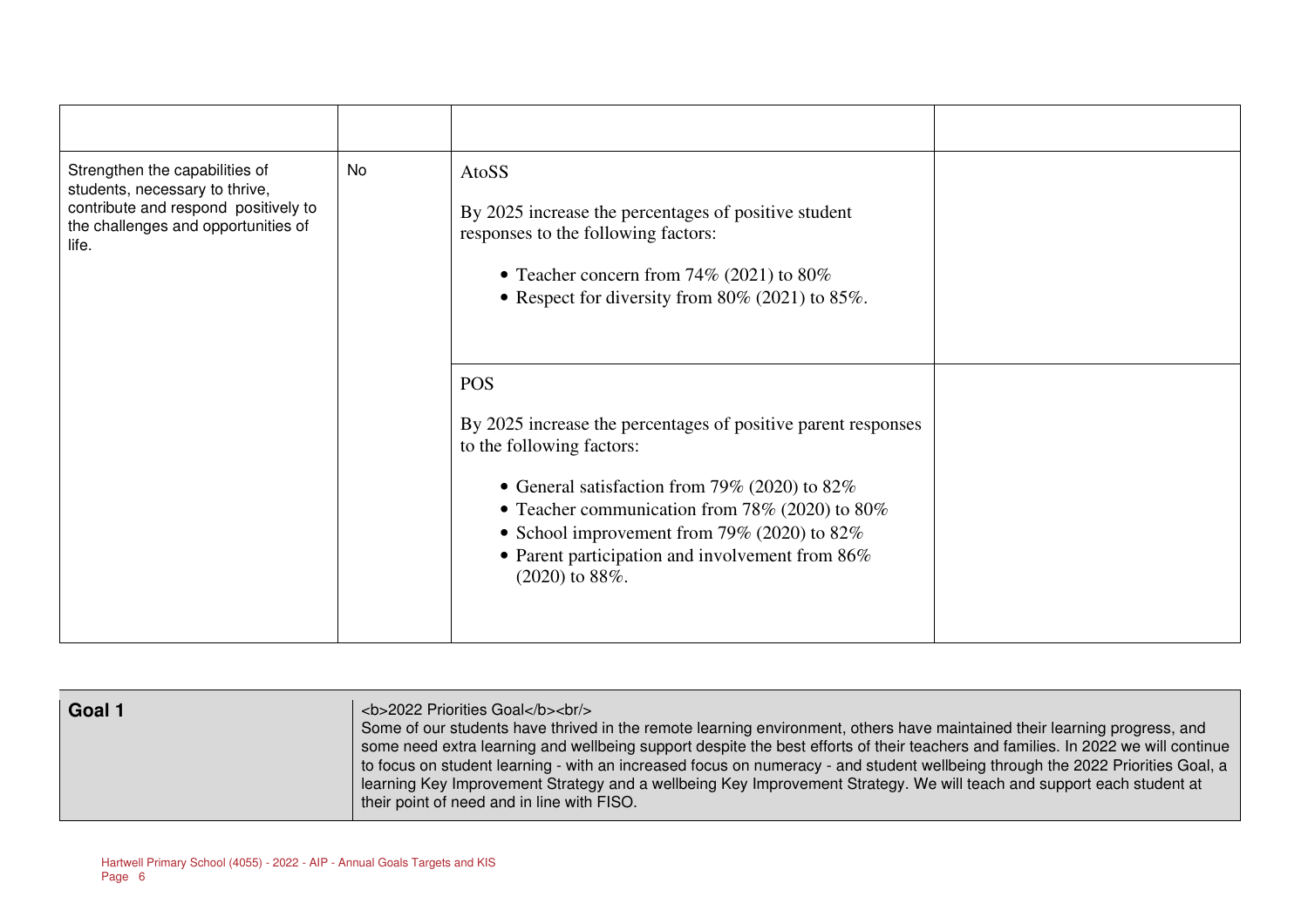| | | | |
|---|---|---|---|
| Strengthen the capabilities of students, necessary to thrive, contribute and respond positively to the challenges and opportunities of life. | No | AtoSS<br><br>By 2025 increase the percentages of positive student responses to the following factors:<br><br>• Teacher concern from 74% (2021) to 80%<br>• Respect for diversity from 80% (2021) to 85%. | |
| | | POS<br><br>By 2025 increase the percentages of positive parent responses to the following factors:<br><br>• General satisfaction from 79% (2020) to 82%<br>• Teacher communication from 78% (2020) to 80%<br>• School improvement from 79% (2020) to 82%<br>• Parent participation and involvement from 86% (2020) to 88%. | |

| **Goal 1** | <b>2022 Priorities Goal</b><br/> Some of our students have thrived in the remote learning environment, others have maintained their learning progress, and some need extra learning and wellbeing support despite the best efforts of their teachers and families. In 2022 we will continue to focus on student learning - with an increased focus on numeracy - and student wellbeing through the 2022 Priorities Goal, a learning Key Improvement Strategy and a wellbeing Key Improvement Strategy. We will teach and support each student at their point of need and in line with FISO. |
|---|---|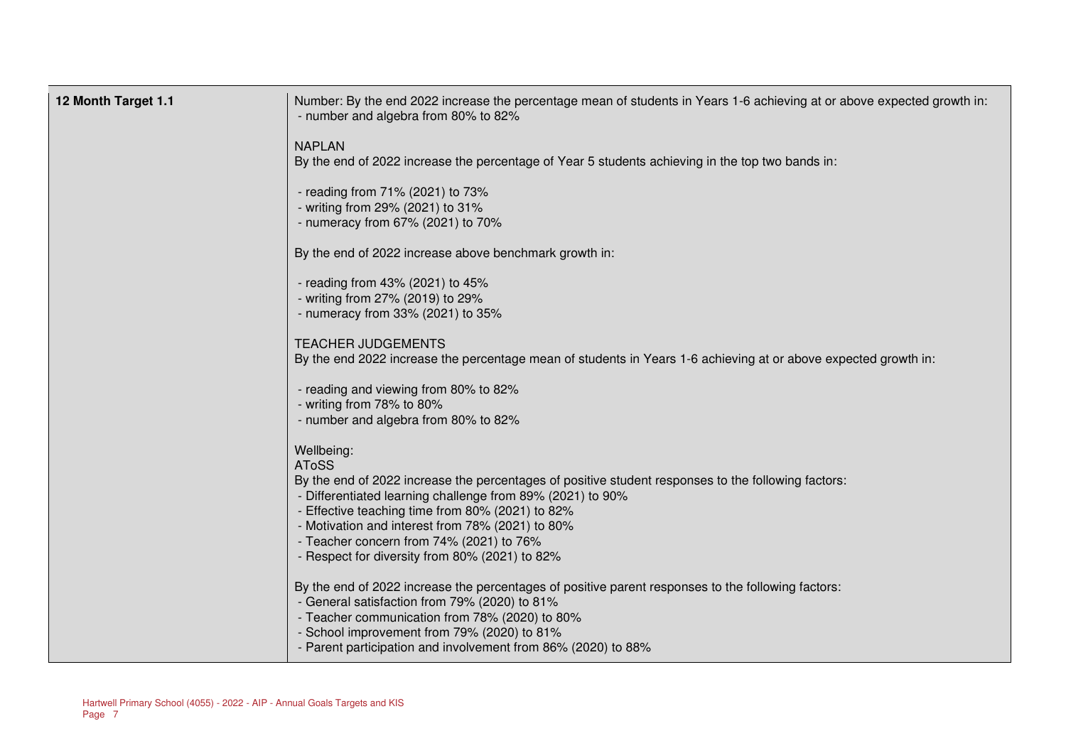| 12 Month Target 1.1 | Number: By the end 2022 increase the percentage mean of students in Years 1-6 achieving at or above expected growth in:<br>- number and algebra from 80% to 82%<br><br>NAPLAN<br>By the end of 2022 increase the percentage of Year 5 students achieving in the top two bands in:<br><br>- reading from 71% (2021) to 73%<br>- writing from 29% (2021) to 31%<br>- numeracy from 67% (2021) to 70%<br><br>By the end of 2022 increase above benchmark growth in:<br><br>- reading from 43% (2021) to 45%<br>- writing from 27% (2019) to 29%<br>- numeracy from 33% (2021) to 35%<br><br>TEACHER JUDGEMENTS<br>By the end 2022 increase the percentage mean of students in Years 1-6 achieving at or above expected growth in:<br><br>- reading and viewing from 80% to 82%<br>- writing from 78% to 80%<br>- number and algebra from 80% to 82%<br><br>Wellbeing:<br>AToSS<br>By the end of 2022 increase the percentages of positive student responses to the following factors:<br>- Differentiated learning challenge from 89% (2021) to 90%<br>- Effective teaching time from 80% (2021) to 82%<br>- Motivation and interest from 78% (2021) to 80%<br>- Teacher concern from 74% (2021) to 76%<br>- Respect for diversity from 80% (2021) to 82%<br><br>By the end of 2022 increase the percentages of positive parent responses to the following factors:<br>- General satisfaction from 79% (2020) to 81%<br>- Teacher communication from 78% (2020) to 80%<br>- School improvement from 79% (2020) to 81%<br>- Parent participation and involvement from 86% (2020) to 88% |
|---|---|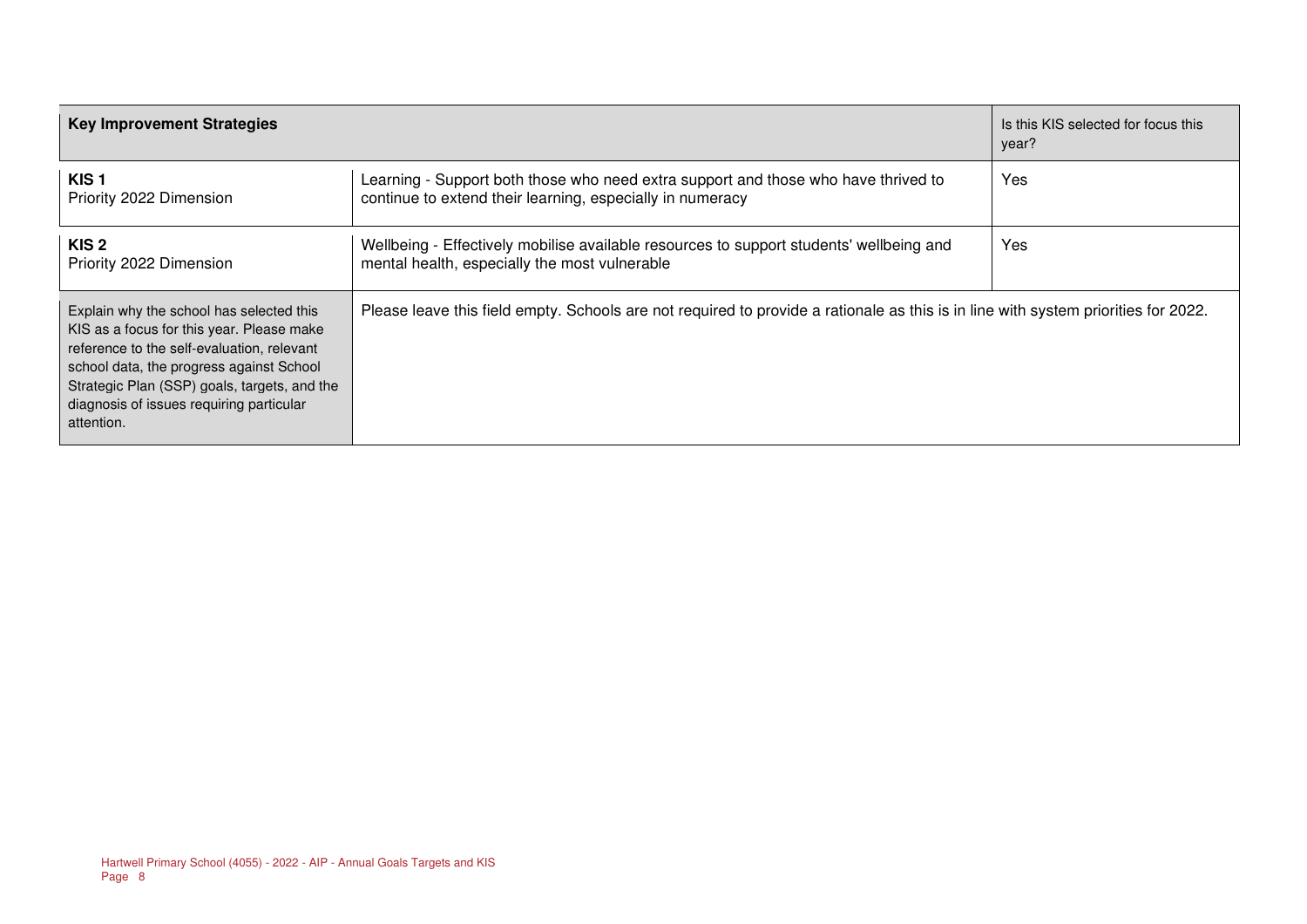| Key Improvement Strategies | | Is this KIS selected for focus this year? |
| --- | --- | --- |
| **KIS 1**<br>Priority 2022 Dimension | Learning - Support both those who need extra support and those who have thrived to continue to extend their learning, especially in numeracy | Yes |
| **KIS 2**<br>Priority 2022 Dimension | Wellbeing - Effectively mobilise available resources to support students' wellbeing and mental health, especially the most vulnerable | Yes |
| Explain why the school has selected this KIS as a focus for this year. Please make reference to the self-evaluation, relevant school data, the progress against School Strategic Plan (SSP) goals, targets, and the diagnosis of issues requiring particular attention. | Please leave this field empty. Schools are not required to provide a rationale as this is in line with system priorities for 2022. | |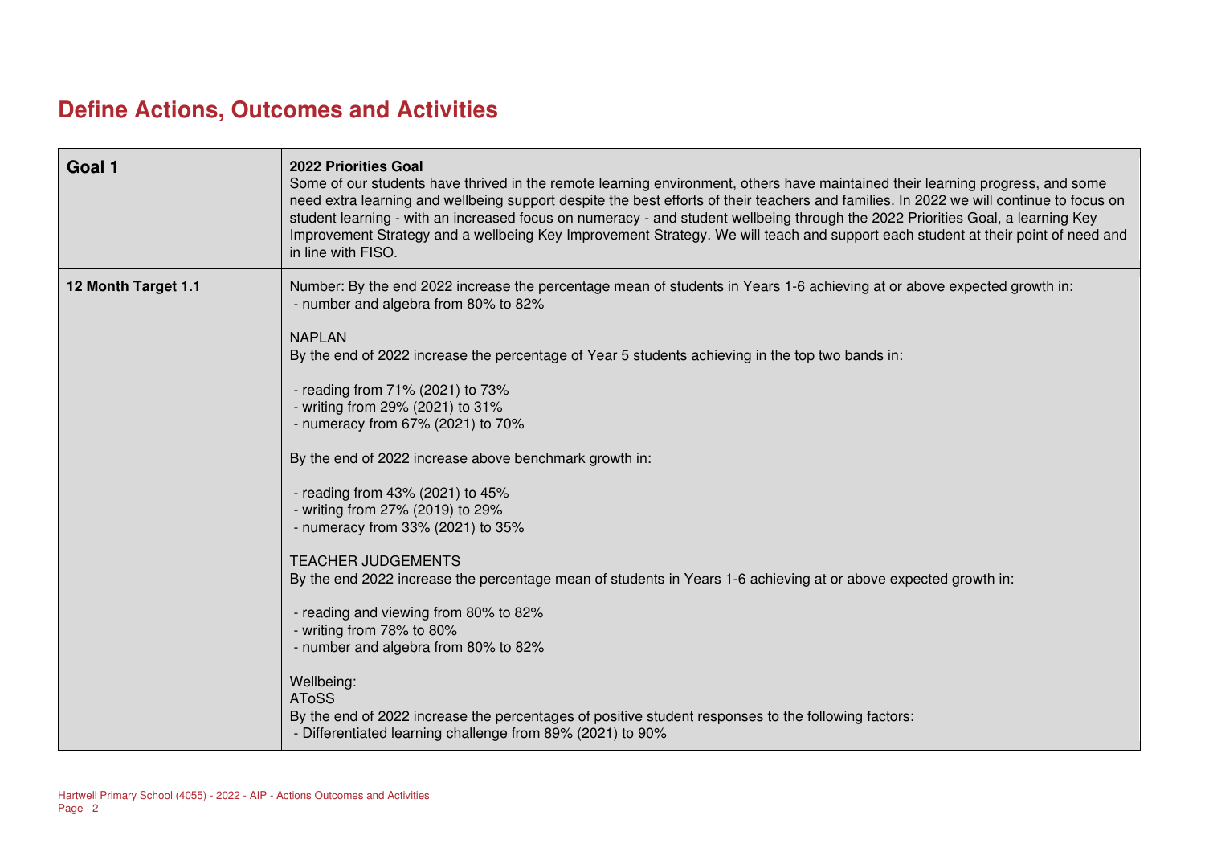# Define Actions, Outcomes and Activities

| Goal 1 | 2022 Priorities Goal<br>Some of our students have thrived in the remote learning environment, others have maintained their learning progress, and some need extra learning and wellbeing support despite the best efforts of their teachers and families. In 2022 we will continue to focus on student learning - with an increased focus on numeracy - and student wellbeing through the 2022 Priorities Goal, a learning Key Improvement Strategy and a wellbeing Key Improvement Strategy. We will teach and support each student at their point of need and in line with FISO. |
|---|---|
| **12 Month Target 1.1** | Number: By the end 2022 increase the percentage mean of students in Years 1-6 achieving at or above expected growth in:<br>- number and algebra from 80% to 82%<br><br>NAPLAN<br>By the end of 2022 increase the percentage of Year 5 students achieving in the top two bands in:<br><br>- reading from 71% (2021) to 73%<br>- writing from 29% (2021) to 31%<br>- numeracy from 67% (2021) to 70%<br><br>By the end of 2022 increase above benchmark growth in:<br><br>- reading from 43% (2021) to 45%<br>- writing from 27% (2019) to 29%<br>- numeracy from 33% (2021) to 35%<br><br>TEACHER JUDGEMENTS<br>By the end 2022 increase the percentage mean of students in Years 1-6 achieving at or above expected growth in:<br><br>- reading and viewing from 80% to 82%<br>- writing from 78% to 80%<br>- number and algebra from 80% to 82%<br><br>Wellbeing:<br>AToSS<br>By the end of 2022 increase the percentages of positive student responses to the following factors:<br>- Differentiated learning challenge from 89% (2021) to 90% |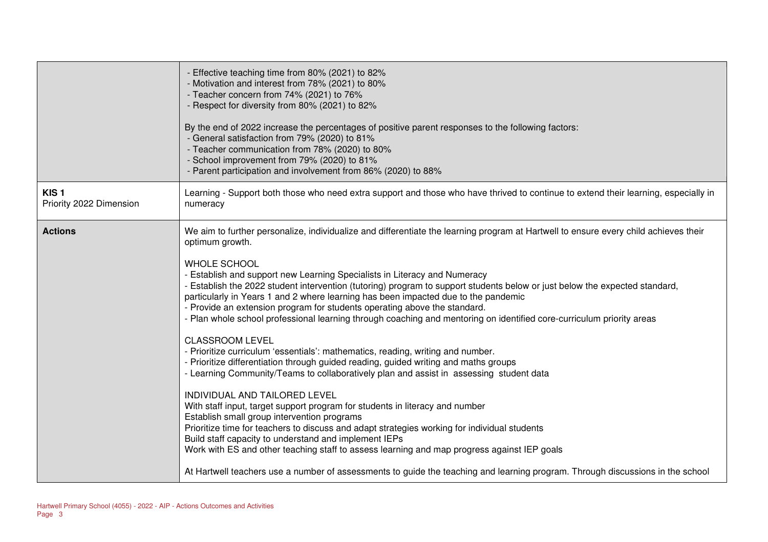| | |
|---|---|
| | - Effective teaching time from 80% (2021) to 82%<br>- Motivation and interest from 78% (2021) to 80%<br>- Teacher concern from 74% (2021) to 76%<br>- Respect for diversity from 80% (2021) to 82%<br><br>By the end of 2022 increase the percentages of positive parent responses to the following factors:<br>- General satisfaction from 79% (2020) to 81%<br>- Teacher communication from 78% (2020) to 80%<br>- School improvement from 79% (2020) to 81%<br>- Parent participation and involvement from 86% (2020) to 88% |
| **KIS 1**<br>Priority 2022 Dimension | Learning - Support both those who need extra support and those who have thrived to continue to extend their learning, especially in numeracy |
| **Actions** | We aim to further personalize, individualize and differentiate the learning program at Hartwell to ensure every child achieves their optimum growth.<br><br>WHOLE SCHOOL<br>- Establish and support new Learning Specialists in Literacy and Numeracy<br>- Establish the 2022 student intervention (tutoring) program to support students below or just below the expected standard, particularly in Years 1 and 2 where learning has been impacted due to the pandemic<br>- Provide an extension program for students operating above the standard.<br>- Plan whole school professional learning through coaching and mentoring on identified core-curriculum priority areas<br><br>CLASSROOM LEVEL<br>- Prioritize curriculum 'essentials': mathematics, reading, writing and number.<br>- Prioritize differentiation through guided reading, guided writing and maths groups<br>- Learning Community/Teams to collaboratively plan and assist in assessing student data<br><br>INDIVIDUAL AND TAILORED LEVEL<br>With staff input, target support program for students in literacy and number<br>Establish small group intervention programs<br>Prioritize time for teachers to discuss and adapt strategies working for individual students<br>Build staff capacity to understand and implement IEPs<br>Work with ES and other teaching staff to assess learning and map progress against IEP goals<br><br>At Hartwell teachers use a number of assessments to guide the teaching and learning program. Through discussions in the school |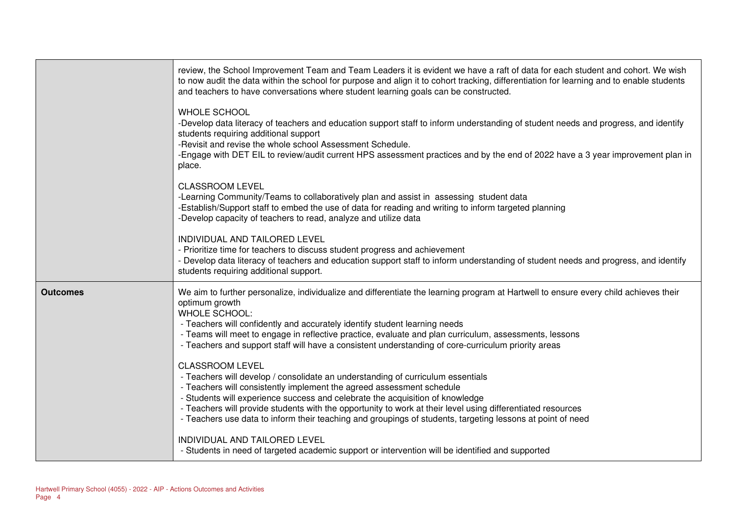| | |
|---|---|
| | review, the School Improvement Team and Team Leaders it is evident we have a raft of data for each student and cohort. We wish to now audit the data within the school for purpose and align it to cohort tracking, differentiation for learning and to enable students and teachers to have conversations where student learning goals can be constructed.<br><br>WHOLE SCHOOL<br>-Develop data literacy of teachers and education support staff to inform understanding of student needs and progress, and identify students requiring additional support<br>-Revisit and revise the whole school Assessment Schedule.<br>-Engage with DET EIL to review/audit current HPS assessment practices and by the end of 2022 have a 3 year improvement plan in place.<br><br>CLASSROOM LEVEL<br>-Learning Community/Teams to collaboratively plan and assist in assessing student data<br>-Establish/Support staff to embed the use of data for reading and writing to inform targeted planning<br>-Develop capacity of teachers to read, analyze and utilize data<br><br>INDIVIDUAL AND TAILORED LEVEL<br>- Prioritize time for teachers to discuss student progress and achievement<br>- Develop data literacy of teachers and education support staff to inform understanding of student needs and progress, and identify students requiring additional support. |
| **Outcomes** | We aim to further personalize, individualize and differentiate the learning program at Hartwell to ensure every child achieves their optimum growth<br>WHOLE SCHOOL:<br>- Teachers will confidently and accurately identify student learning needs<br>- Teams will meet to engage in reflective practice, evaluate and plan curriculum, assessments, lessons<br>- Teachers and support staff will have a consistent understanding of core-curriculum priority areas<br><br>CLASSROOM LEVEL<br>- Teachers will develop / consolidate an understanding of curriculum essentials<br>- Teachers will consistently implement the agreed assessment schedule<br>- Students will experience success and celebrate the acquisition of knowledge<br>- Teachers will provide students with the opportunity to work at their level using differentiated resources<br>- Teachers use data to inform their teaching and groupings of students, targeting lessons at point of need<br><br>INDIVIDUAL AND TAILORED LEVEL<br>- Students in need of targeted academic support or intervention will be identified and supported |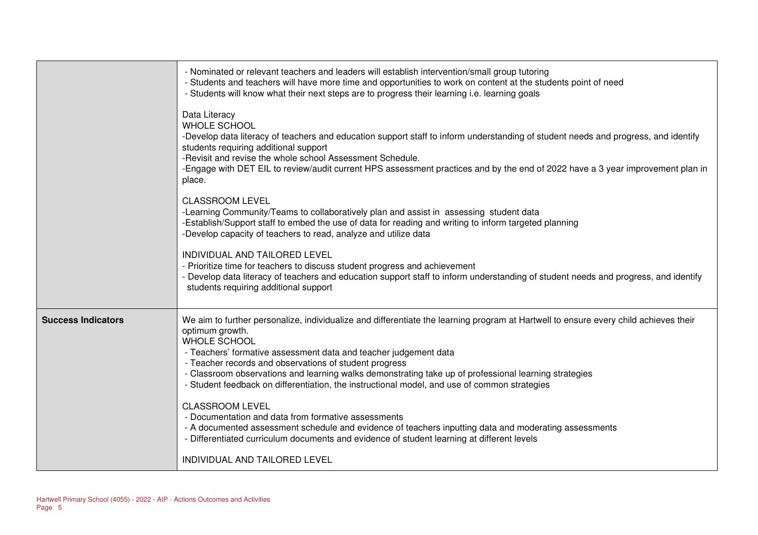| | |
|---|---|
| | - Nominated or relevant teachers and leaders will establish intervention/small group tutoring<br>- Students and teachers will have more time and opportunities to work on content at the students point of need<br>- Students will know what their next steps are to progress their learning i.e. learning goals<br><br>Data Literacy<br>WHOLE SCHOOL<br>-Develop data literacy of teachers and education support staff to inform understanding of student needs and progress, and identify students requiring additional support<br>-Revisit and revise the whole school Assessment Schedule.<br>-Engage with DET EIL to review/audit current HPS assessment practices and by the end of 2022 have a 3 year improvement plan in place.<br><br>CLASSROOM LEVEL<br>-Learning Community/Teams to collaboratively plan and assist in assessing student data<br>-Establish/Support staff to embed the use of data for reading and writing to inform targeted planning<br>-Develop capacity of teachers to read, analyze and utilize data<br><br>INDIVIDUAL AND TAILORED LEVEL<br>- Prioritize time for teachers to discuss student progress and achievement<br>- Develop data literacy of teachers and education support staff to inform understanding of student needs and progress, and identify students requiring additional support |
| **Success Indicators** | We aim to further personalize, individualize and differentiate the learning program at Hartwell to ensure every child achieves their optimum growth.<br>WHOLE SCHOOL<br>- Teachers' formative assessment data and teacher judgement data<br>- Teacher records and observations of student progress<br>- Classroom observations and learning walks demonstrating take up of professional learning strategies<br>- Student feedback on differentiation, the instructional model, and use of common strategies<br><br>CLASSROOM LEVEL<br>- Documentation and data from formative assessments<br>- A documented assessment schedule and evidence of teachers inputting data and moderating assessments<br>- Differentiated curriculum documents and evidence of student learning at different levels<br><br>INDIVIDUAL AND TAILORED LEVEL |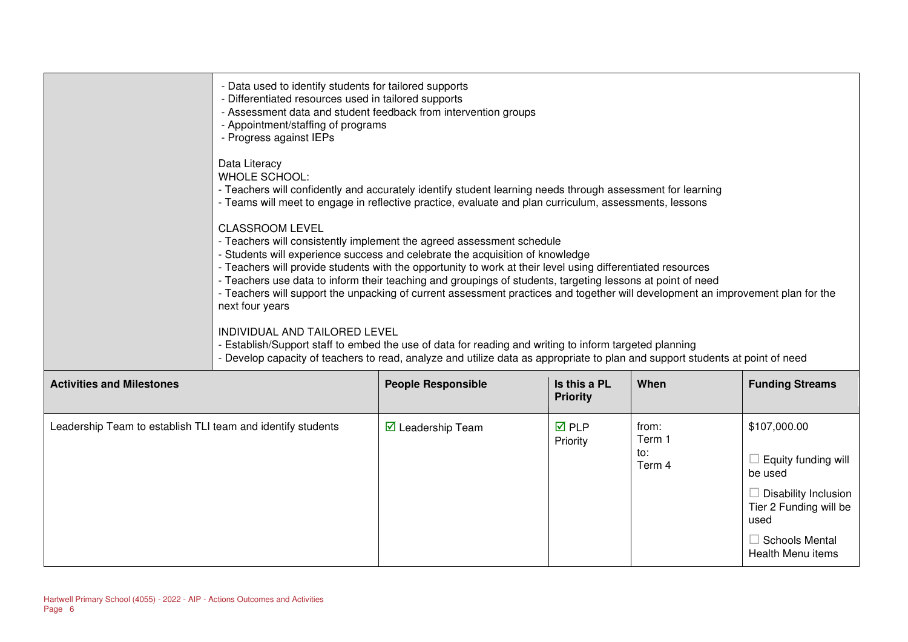| | |
|---|---|
| | - Data used to identify students for tailored supports<br>- Differentiated resources used in tailored supports<br>- Assessment data and student feedback from intervention groups<br>- Appointment/staffing of programs<br>- Progress against IEPs<br><br>Data Literacy<br>WHOLE SCHOOL:<br>- Teachers will confidently and accurately identify student learning needs through assessment for learning<br>- Teams will meet to engage in reflective practice, evaluate and plan curriculum, assessments, lessons<br><br>CLASSROOM LEVEL<br>- Teachers will consistently implement the agreed assessment schedule<br>- Students will experience success and celebrate the acquisition of knowledge<br>- Teachers will provide students with the opportunity to work at their level using differentiated resources<br>- Teachers use data to inform their teaching and groupings of students, targeting lessons at point of need<br>- Teachers will support the unpacking of current assessment practices and together will development an improvement plan for the next four years<br><br>INDIVIDUAL AND TAILORED LEVEL<br>- Establish/Support staff to embed the use of data for reading and writing to inform targeted planning<br>- Develop capacity of teachers to read, analyze and utilize data as appropriate to plan and support students at point of need |

| Activities and Milestones | People Responsible | Is this a PL Priority | When | Funding Streams |
|---|---|---|---|---|
| Leadership Team to establish TLI team and identify students | ☑ Leadership Team | ☑ PLP Priority | from: Term 1 to: Term 4 | $107,000.00<br><br>☐ Equity funding will be used<br><br>☐ Disability Inclusion Tier 2 Funding will be used<br><br>☐ Schools Mental Health Menu items |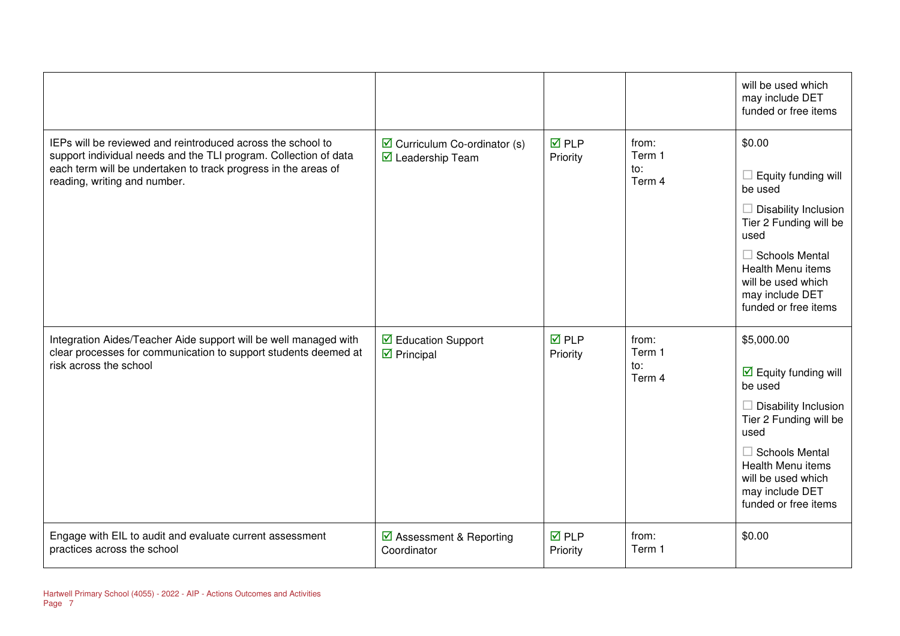| | | | | |
|---|---|---|---|---|
| | | | | will be used which may include DET funded or free items |
| IEPs will be reviewed and reintroduced across the school to support individual needs and the TLI program. Collection of data each term will be undertaken to track progress in the areas of reading, writing and number. | ☑ Curriculum Co-ordinator (s)<br>☑ Leadership Team | ☑ PLP Priority | from:<br>Term 1<br>to:<br>Term 4 | $0.00<br><br>☐ Equity funding will be used<br><br>☐ Disability Inclusion Tier 2 Funding will be used<br><br>☐ Schools Mental Health Menu items will be used which may include DET funded or free items |
| Integration Aides/Teacher Aide support will be well managed with clear processes for communication to support students deemed at risk across the school | ☑ Education Support<br>☑ Principal | ☑ PLP Priority | from:<br>Term 1<br>to:<br>Term 4 | $5,000.00<br><br>☑ Equity funding will be used<br><br>☐ Disability Inclusion Tier 2 Funding will be used<br><br>☐ Schools Mental Health Menu items will be used which may include DET funded or free items |
| Engage with EIL to audit and evaluate current assessment practices across the school | ☑ Assessment & Reporting Coordinator | ☑ PLP Priority | from:<br>Term 1 | $0.00 |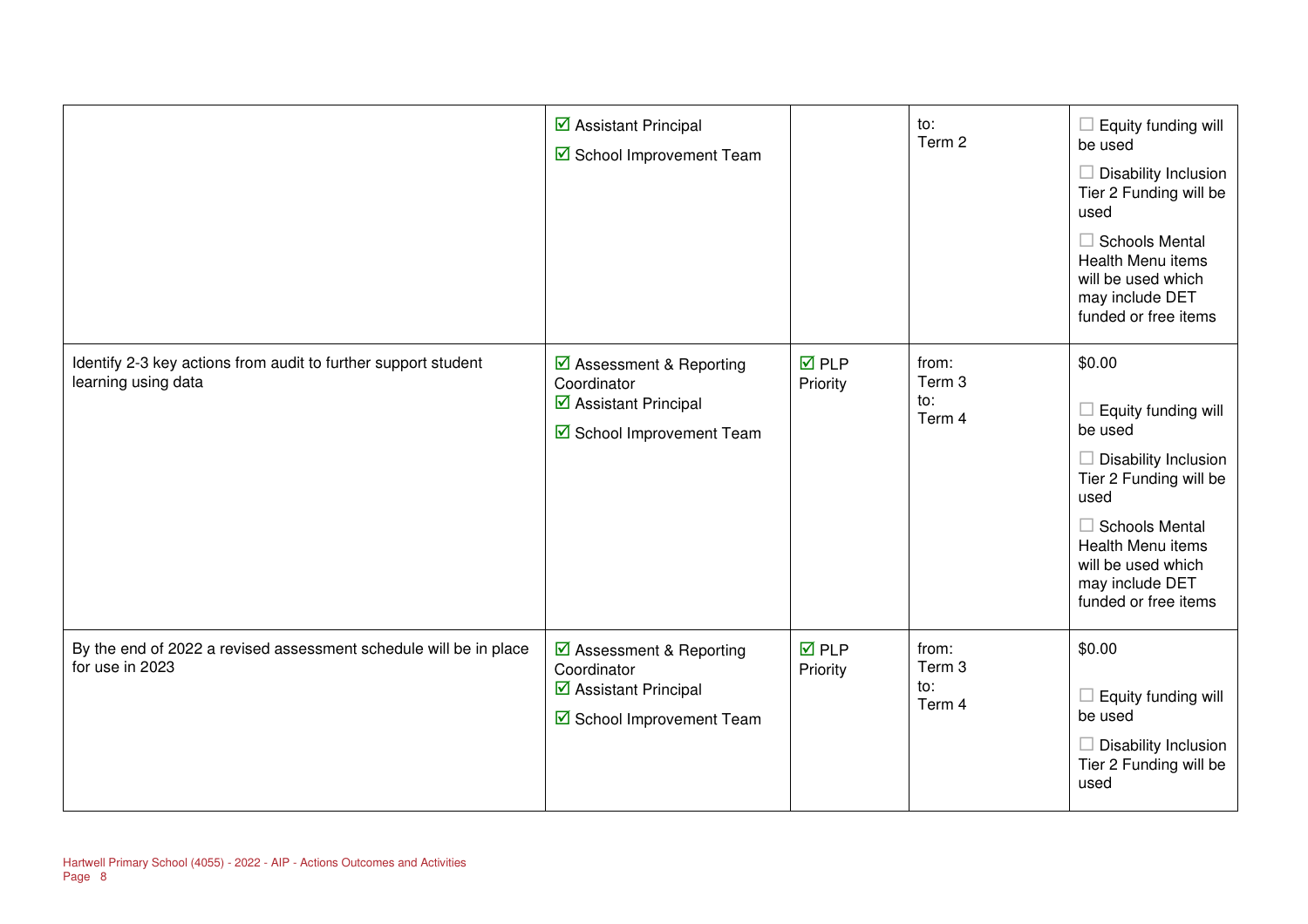| | | | | |
|---|---|---|---|---|
| | ☑ Assistant Principal<br>☑ School Improvement Team | | to:<br>Term 2 | ☐ Equity funding will be used<br>☐ Disability Inclusion Tier 2 Funding will be used<br>☐ Schools Mental Health Menu items will be used which may include DET funded or free items |
| Identify 2-3 key actions from audit to further support student learning using data | ☑ Assessment & Reporting Coordinator<br>☑ Assistant Principal<br>☑ School Improvement Team | ☑ PLP Priority | from:<br>Term 3<br>to:<br>Term 4 | $0.00<br>☐ Equity funding will be used<br>☐ Disability Inclusion Tier 2 Funding will be used<br>☐ Schools Mental Health Menu items will be used which may include DET funded or free items |
| By the end of 2022 a revised assessment schedule will be in place for use in 2023 | ☑ Assessment & Reporting Coordinator<br>☑ Assistant Principal<br>☑ School Improvement Team | ☑ PLP Priority | from:<br>Term 3<br>to:<br>Term 4 | $0.00<br>☐ Equity funding will be used<br>☐ Disability Inclusion Tier 2 Funding will be used |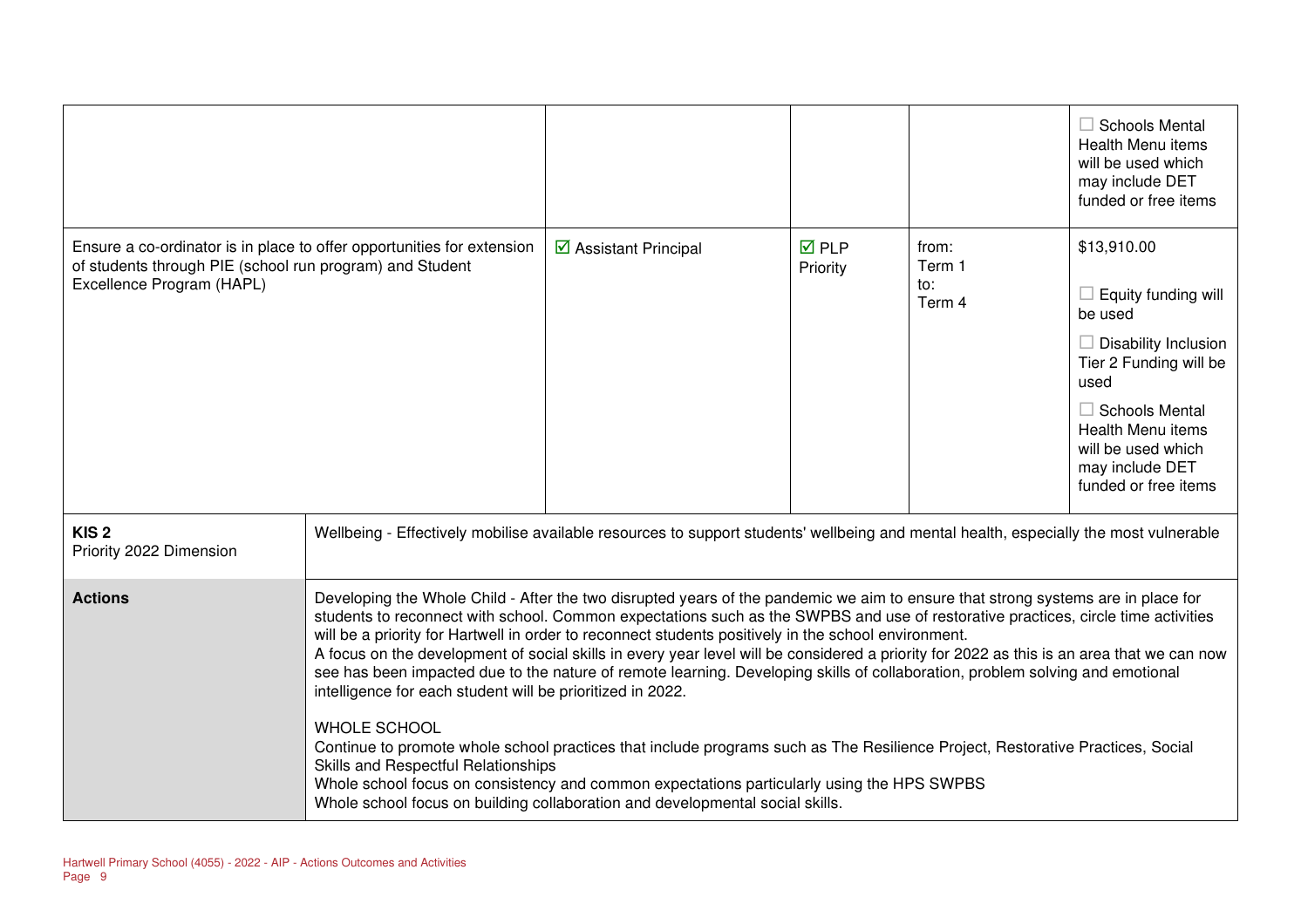| | | | | |
|---|---|---|---|---|
| | | | | ☐ Schools Mental Health Menu items will be used which may include DET funded or free items |
| Ensure a co-ordinator is in place to offer opportunities for extension of students through PIE (school run program) and Student Excellence Program (HAPL) | ☑ Assistant Principal | ☑ PLP Priority | from: Term 1 to: Term 4 | $13,910.00<br><br>☐ Equity funding will be used<br><br>☐ Disability Inclusion Tier 2 Funding will be used<br><br>☐ Schools Mental Health Menu items will be used which may include DET funded or free items |

| | |
|---|---|
| **KIS 2**<br>Priority 2022 Dimension | Wellbeing - Effectively mobilise available resources to support students' wellbeing and mental health, especially the most vulnerable |
| **Actions** | Developing the Whole Child - After the two disrupted years of the pandemic we aim to ensure that strong systems are in place for students to reconnect with school. Common expectations such as the SWPBS and use of restorative practices, circle time activities will be a priority for Hartwell in order to reconnect students positively in the school environment.<br>A focus on the development of social skills in every year level will be considered a priority for 2022 as this is an area that we can now see has been impacted due to the nature of remote learning. Developing skills of collaboration, problem solving and emotional intelligence for each student will be prioritized in 2022.<br><br>WHOLE SCHOOL<br>Continue to promote whole school practices that include programs such as The Resilience Project, Restorative Practices, Social Skills and Respectful Relationships<br>Whole school focus on consistency and common expectations particularly using the HPS SWPBS<br>Whole school focus on building collaboration and developmental social skills. |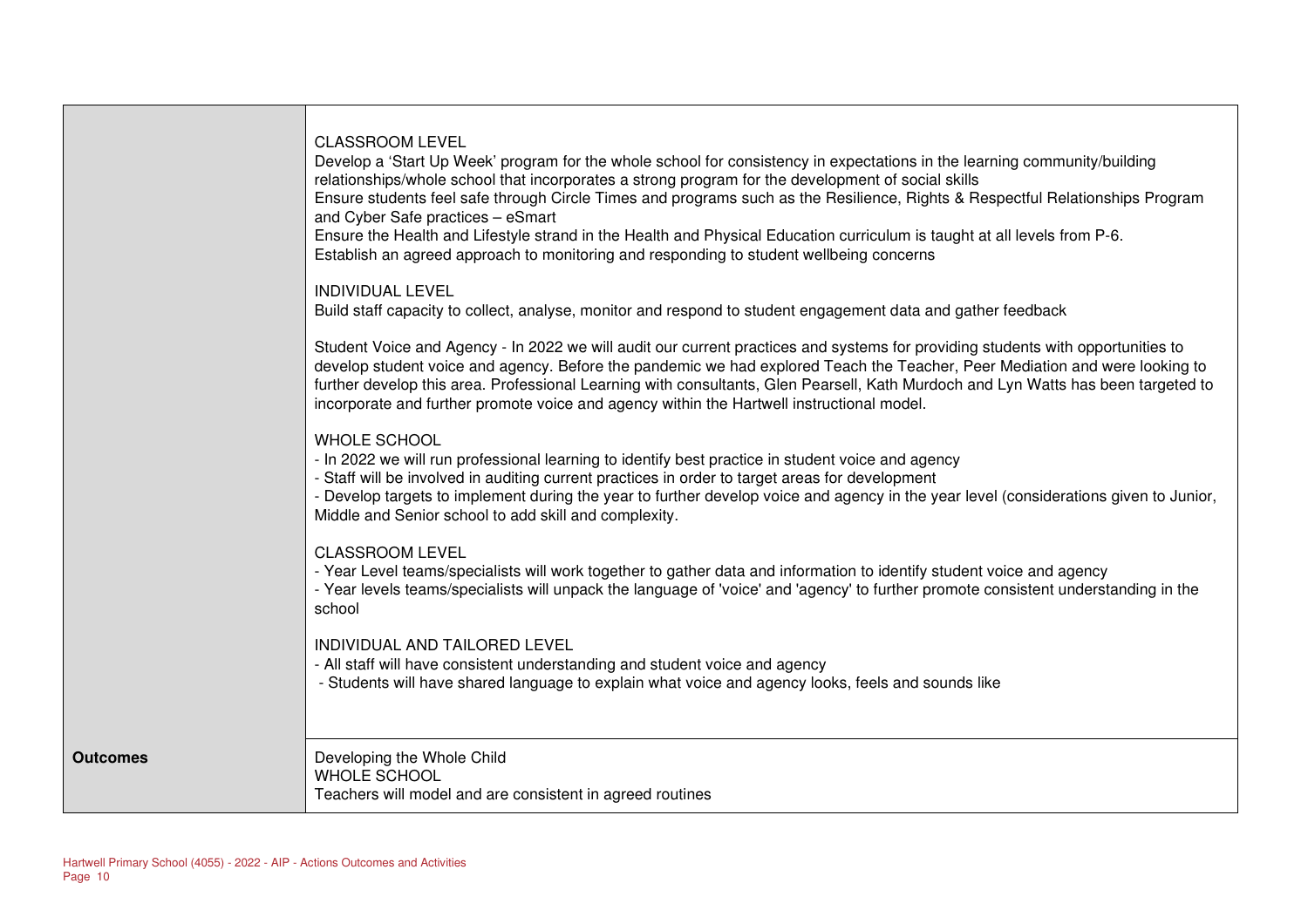| | |
|---|---|
| | CLASSROOM LEVEL<br>Develop a 'Start Up Week' program for the whole school for consistency in expectations in the learning community/building relationships/whole school that incorporates a strong program for the development of social skills<br>Ensure students feel safe through Circle Times and programs such as the Resilience, Rights & Respectful Relationships Program and Cyber Safe practices – eSmart<br>Ensure the Health and Lifestyle strand in the Health and Physical Education curriculum is taught at all levels from P-6.<br>Establish an agreed approach to monitoring and responding to student wellbeing concerns<br><br>INDIVIDUAL LEVEL<br>Build staff capacity to collect, analyse, monitor and respond to student engagement data and gather feedback<br><br>Student Voice and Agency - In 2022 we will audit our current practices and systems for providing students with opportunities to develop student voice and agency. Before the pandemic we had explored Teach the Teacher, Peer Mediation and were looking to further develop this area. Professional Learning with consultants, Glen Pearsell, Kath Murdoch and Lyn Watts has been targeted to incorporate and further promote voice and agency within the Hartwell instructional model.<br><br>WHOLE SCHOOL<br>- In 2022 we will run professional learning to identify best practice in student voice and agency<br>- Staff will be involved in auditing current practices in order to target areas for development<br>- Develop targets to implement during the year to further develop voice and agency in the year level (considerations given to Junior, Middle and Senior school to add skill and complexity.<br><br>CLASSROOM LEVEL<br>- Year Level teams/specialists will work together to gather data and information to identify student voice and agency<br>- Year levels teams/specialists will unpack the language of 'voice' and 'agency' to further promote consistent understanding in the school<br><br>INDIVIDUAL AND TAILORED LEVEL<br>- All staff will have consistent understanding and student voice and agency<br>- Students will have shared language to explain what voice and agency looks, feels and sounds like |
| **Outcomes** | Developing the Whole Child<br>WHOLE SCHOOL<br>Teachers will model and are consistent in agreed routines |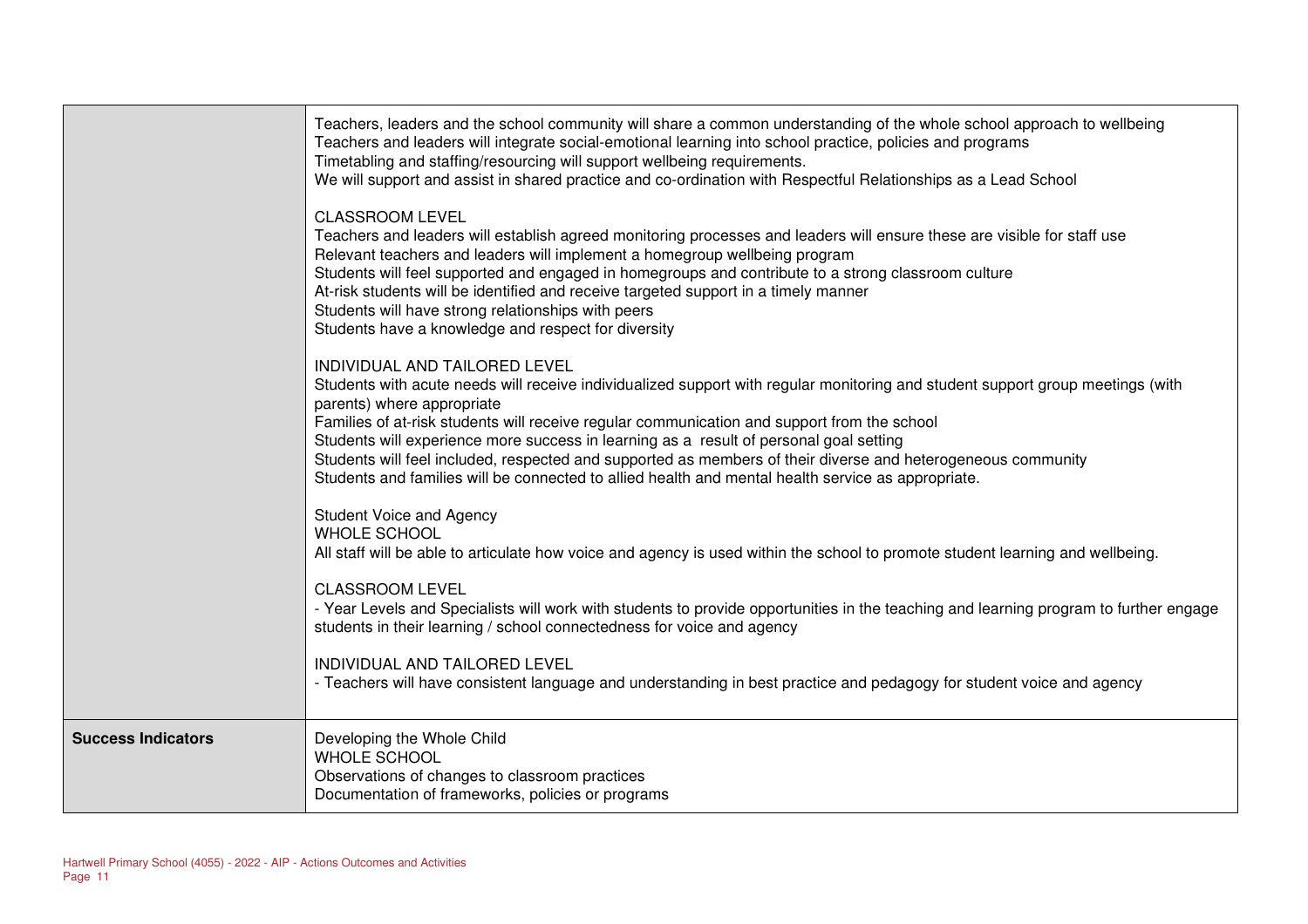| | |
|---|---|
| | Teachers, leaders and the school community will share a common understanding of the whole school approach to wellbeing<br>Teachers and leaders will integrate social-emotional learning into school practice, policies and programs<br>Timetabling and staffing/resourcing will support wellbeing requirements.<br>We will support and assist in shared practice and co-ordination with Respectful Relationships as a Lead School<br><br>CLASSROOM LEVEL<br>Teachers and leaders will establish agreed monitoring processes and leaders will ensure these are visible for staff use<br>Relevant teachers and leaders will implement a homegroup wellbeing program<br>Students will feel supported and engaged in homegroups and contribute to a strong classroom culture<br>At-risk students will be identified and receive targeted support in a timely manner<br>Students will have strong relationships with peers<br>Students have a knowledge and respect for diversity<br><br>INDIVIDUAL AND TAILORED LEVEL<br>Students with acute needs will receive individualized support with regular monitoring and student support group meetings (with parents) where appropriate<br>Families of at-risk students will receive regular communication and support from the school<br>Students will experience more success in learning as a result of personal goal setting<br>Students will feel included, respected and supported as members of their diverse and heterogeneous community<br>Students and families will be connected to allied health and mental health service as appropriate.<br><br>Student Voice and Agency<br>WHOLE SCHOOL<br>All staff will be able to articulate how voice and agency is used within the school to promote student learning and wellbeing.<br><br>CLASSROOM LEVEL<br>- Year Levels and Specialists will work with students to provide opportunities in the teaching and learning program to further engage students in their learning / school connectedness for voice and agency<br><br>INDIVIDUAL AND TAILORED LEVEL<br>- Teachers will have consistent language and understanding in best practice and pedagogy for student voice and agency |
| **Success Indicators** | Developing the Whole Child<br>WHOLE SCHOOL<br>Observations of changes to classroom practices<br>Documentation of frameworks, policies or programs |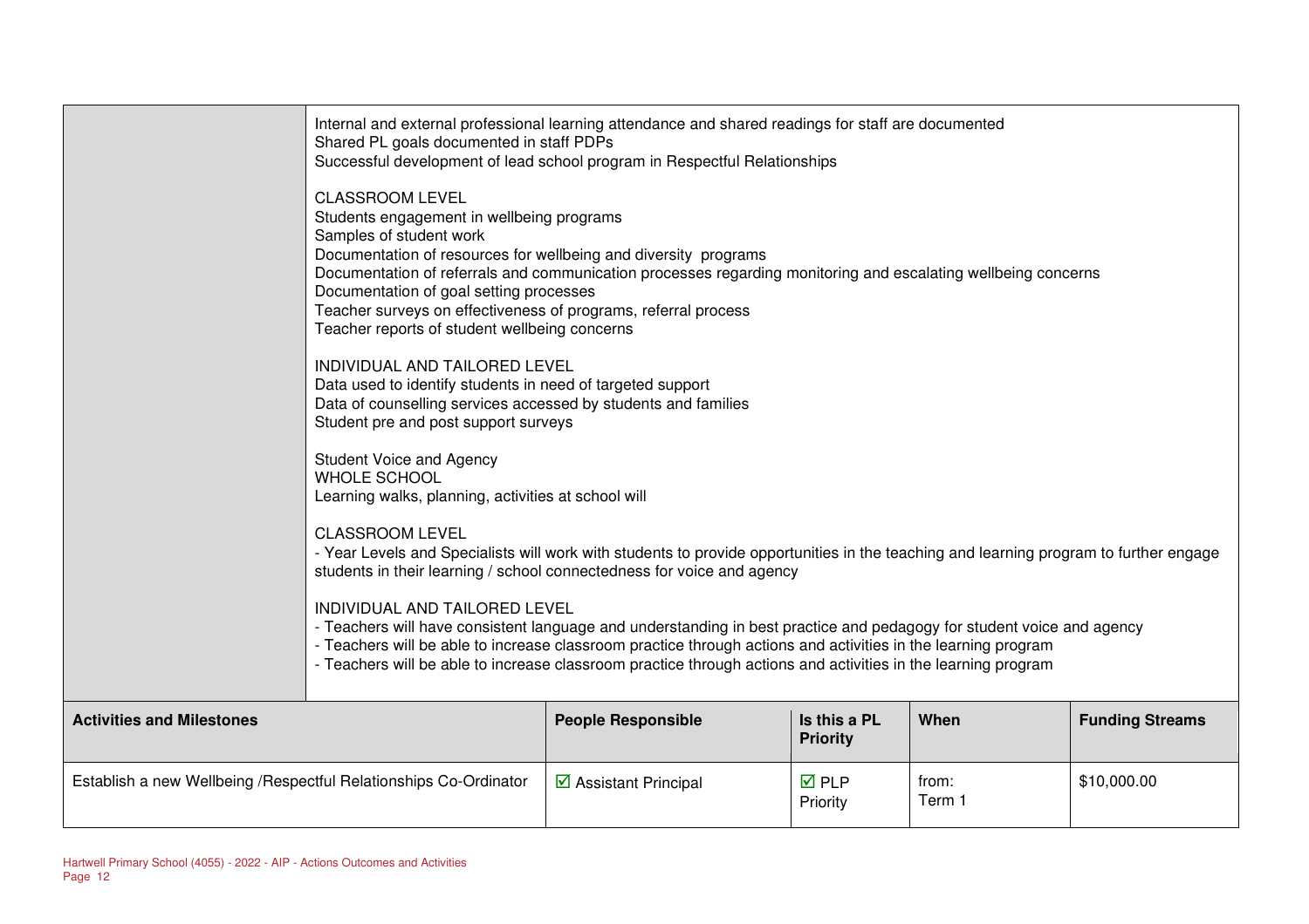| | |
|---|---|
| | Internal and external professional learning attendance and shared readings for staff are documented<br>Shared PL goals documented in staff PDPs<br>Successful development of lead school program in Respectful Relationships<br><br>CLASSROOM LEVEL<br>Students engagement in wellbeing programs<br>Samples of student work<br>Documentation of resources for wellbeing and diversity programs<br>Documentation of referrals and communication processes regarding monitoring and escalating wellbeing concerns<br>Documentation of goal setting processes<br>Teacher surveys on effectiveness of programs, referral process<br>Teacher reports of student wellbeing concerns<br><br>INDIVIDUAL AND TAILORED LEVEL<br>Data used to identify students in need of targeted support<br>Data of counselling services accessed by students and families<br>Student pre and post support surveys<br><br>Student Voice and Agency<br>WHOLE SCHOOL<br>Learning walks, planning, activities at school will<br><br>CLASSROOM LEVEL<br>- Year Levels and Specialists will work with students to provide opportunities in the teaching and learning program to further engage students in their learning / school connectedness for voice and agency<br><br>INDIVIDUAL AND TAILORED LEVEL<br>- Teachers will have consistent language and understanding in best practice and pedagogy for student voice and agency<br>- Teachers will be able to increase classroom practice through actions and activities in the learning program<br>- Teachers will be able to increase classroom practice through actions and activities in the learning program |

| Activities and Milestones | People Responsible | Is this a PL Priority | When | Funding Streams |
|---|---|---|---|---|
| Establish a new Wellbeing /Respectful Relationships Co-Ordinator | ☑ Assistant Principal | ☑ PLP Priority | from: Term 1 | $10,000.00 |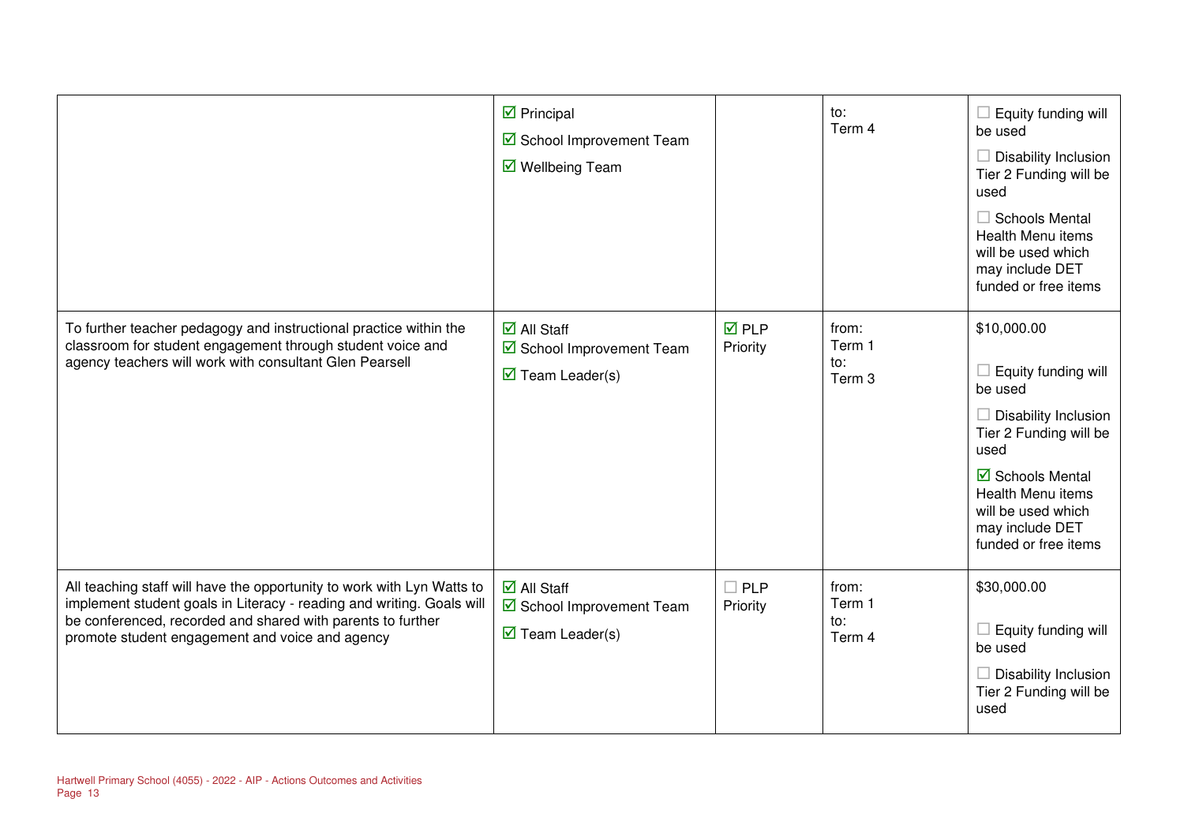| | | | | |
|---|---|---|---|---|
| | ☑ Principal<br>☑ School Improvement Team<br>☑ Wellbeing Team | | to:<br>Term 4 | ☐ Equity funding will be used<br>☐ Disability Inclusion Tier 2 Funding will be used<br>☐ Schools Mental Health Menu items will be used which may include DET funded or free items |
| To further teacher pedagogy and instructional practice within the classroom for student engagement through student voice and agency teachers will work with consultant Glen Pearsell | ☑ All Staff<br>☑ School Improvement Team<br>☑ Team Leader(s) | ☑ PLP Priority | from:<br>Term 1<br>to:<br>Term 3 | $10,000.00<br>☐ Equity funding will be used<br>☐ Disability Inclusion Tier 2 Funding will be used<br>☑ Schools Mental Health Menu items will be used which may include DET funded or free items |
| All teaching staff will have the opportunity to work with Lyn Watts to implement student goals in Literacy - reading and writing. Goals will be conferenced, recorded and shared with parents to further promote student engagement and voice and agency | ☑ All Staff<br>☑ School Improvement Team<br>☑ Team Leader(s) | ☐ PLP Priority | from:<br>Term 1<br>to:<br>Term 4 | $30,000.00<br>☐ Equity funding will be used<br>☐ Disability Inclusion Tier 2 Funding will be used |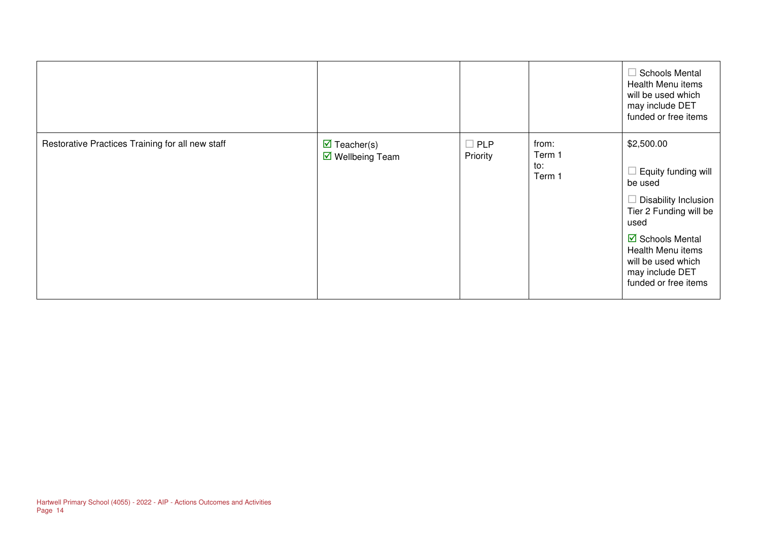| | | | | |
|---|---|---|---|---|
| | | | | ☐ Schools Mental Health Menu items will be used which may include DET funded or free items |
| Restorative Practices Training for all new staff | ☑ Teacher(s)<br>☑ Wellbeing Team | ☐ PLP Priority | from:<br>Term 1<br>to:<br>Term 1 | $2,500.00<br><br>☐ Equity funding will be used<br><br>☐ Disability Inclusion Tier 2 Funding will be used<br><br>☑ Schools Mental Health Menu items will be used which may include DET funded or free items |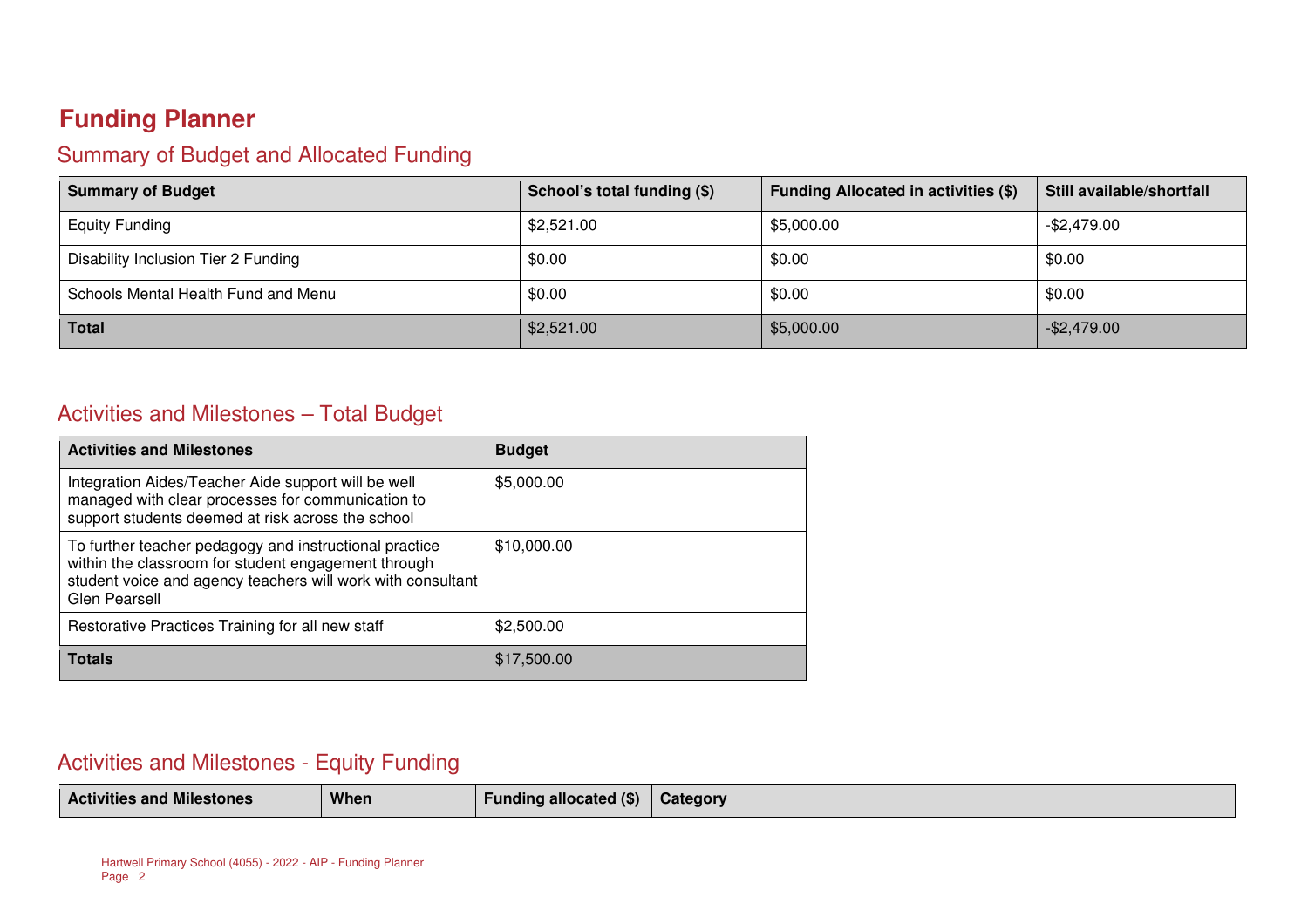# Funding Planner

## Summary of Budget and Allocated Funding

| Summary of Budget | School's total funding ($) | Funding Allocated in activities ($) | Still available/shortfall |
|---|---|---|---|
| Equity Funding | $2,521.00 | $5,000.00 | -$2,479.00 |
| Disability Inclusion Tier 2 Funding | $0.00 | $0.00 | $0.00 |
| Schools Mental Health Fund and Menu | $0.00 | $0.00 | $0.00 |
| **Total** | $2,521.00 | $5,000.00 | -$2,479.00 |

## Activities and Milestones – Total Budget

| Activities and Milestones | Budget |
|---|---|
| Integration Aides/Teacher Aide support will be well managed with clear processes for communication to support students deemed at risk across the school | $5,000.00 |
| To further teacher pedagogy and instructional practice within the classroom for student engagement through student voice and agency teachers will work with consultant Glen Pearsell | $10,000.00 |
| Restorative Practices Training for all new staff | $2,500.00 |
| **Totals** | $17,500.00 |

## Activities and Milestones - Equity Funding

| Activities and Milestones | When | Funding allocated ($) | Category |
|---|---|---|---|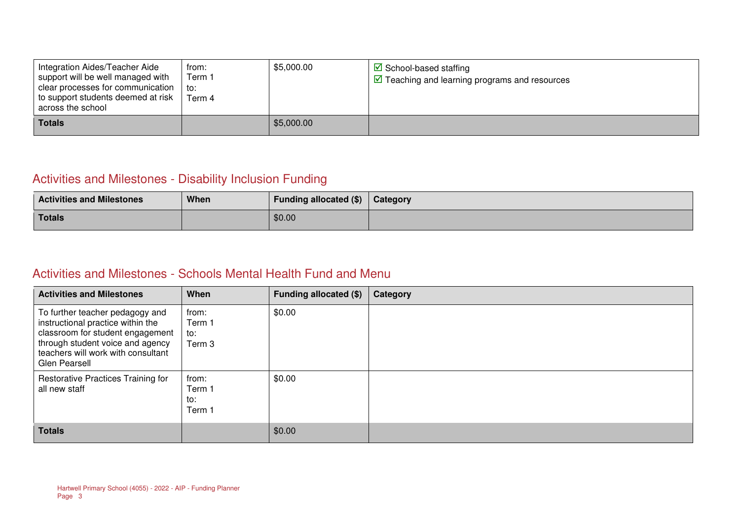| | | | |
|---|---|---|---|
| Integration Aides/Teacher Aide support will be well managed with clear processes for communication to support students deemed at risk across the school | from: Term 1 to: Term 4 | $5,000.00 | ☑ School-based staffing<br>☑ Teaching and learning programs and resources |
| **Totals** | | $5,000.00 | |

## Activities and Milestones - Disability Inclusion Funding

| Activities and Milestones | When | Funding allocated ($) | Category |
|---|---|---|---|
| **Totals** | | $0.00 | |

## Activities and Milestones - Schools Mental Health Fund and Menu

| Activities and Milestones | When | Funding allocated ($) | Category |
|---|---|---|---|
| To further teacher pedagogy and instructional practice within the classroom for student engagement through student voice and agency teachers will work with consultant Glen Pearsell | from: Term 1 to: Term 3 | $0.00 | |
| Restorative Practices Training for all new staff | from: Term 1 to: Term 1 | $0.00 | |
| **Totals** | | $0.00 | |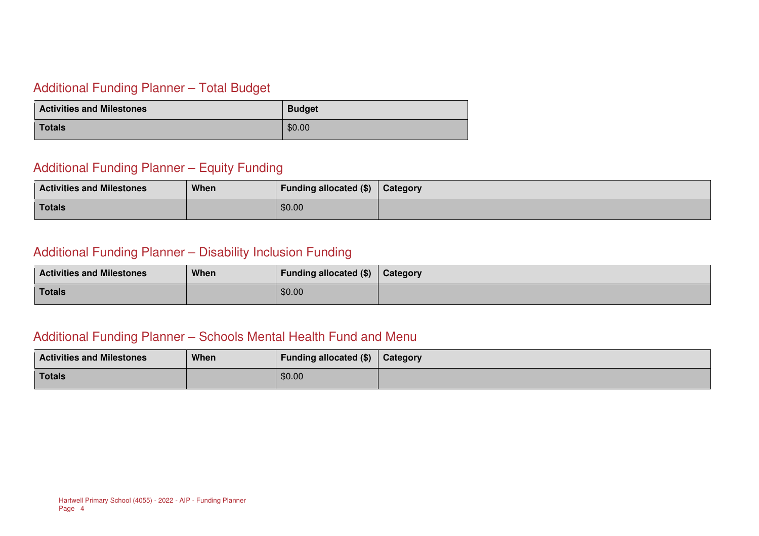## Additional Funding Planner – Total Budget

| Activities and Milestones | Budget |
|---|---|
| Totals | $0.00 |

## Additional Funding Planner – Equity Funding

| Activities and Milestones | When | Funding allocated ($) | Category |
|---|---|---|---|
| Totals | | $0.00 | |

## Additional Funding Planner – Disability Inclusion Funding

| Activities and Milestones | When | Funding allocated ($) | Category |
|---|---|---|---|
| Totals | | $0.00 | |

## Additional Funding Planner – Schools Mental Health Fund and Menu

| Activities and Milestones | When | Funding allocated ($) | Category |
|---|---|---|---|
| Totals | | $0.00 | |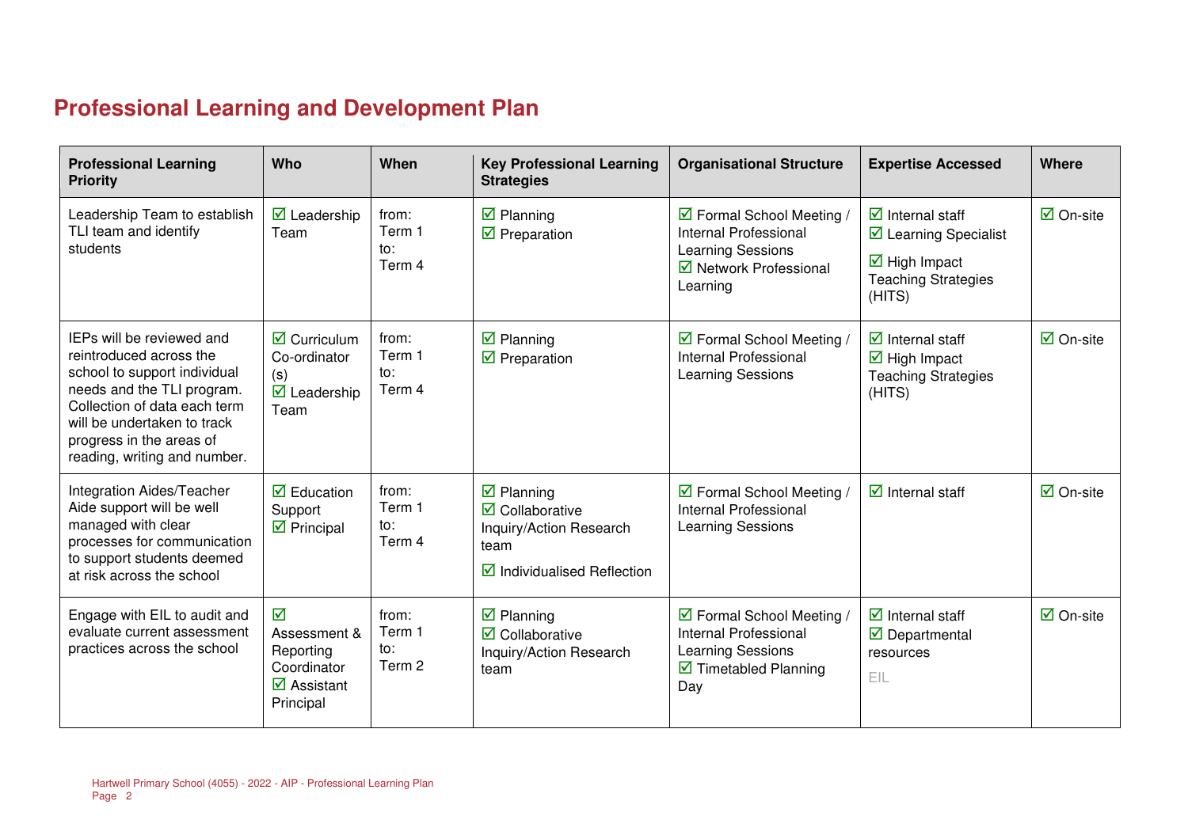# Professional Learning and Development Plan

| Professional Learning Priority | Who | When | Key Professional Learning Strategies | Organisational Structure | Expertise Accessed | Where |
|---|---|---|---|---|---|---|
| Leadership Team to establish TLI team and identify students | ☑ Leadership Team | from: Term 1 to: Term 4 | ☑ Planning ☑ Preparation | ☑ Formal School Meeting / Internal Professional Learning Sessions ☑ Network Professional Learning | ☑ Internal staff ☑ Learning Specialist ☑ High Impact Teaching Strategies (HITS) | ☑ On-site |
| IEPs will be reviewed and reintroduced across the school to support individual needs and the TLI program. Collection of data each term will be undertaken to track progress in the areas of reading, writing and number. | ☑ Curriculum Co-ordinator (s) ☑ Leadership Team | from: Term 1 to: Term 4 | ☑ Planning ☑ Preparation | ☑ Formal School Meeting / Internal Professional Learning Sessions | ☑ Internal staff ☑ High Impact Teaching Strategies (HITS) | ☑ On-site |
| Integration Aides/Teacher Aide support will be well managed with clear processes for communication to support students deemed at risk across the school | ☑ Education Support ☑ Principal | from: Term 1 to: Term 4 | ☑ Planning ☑ Collaborative Inquiry/Action Research team ☑ Individualised Reflection | ☑ Formal School Meeting / Internal Professional Learning Sessions | ☑ Internal staff | ☑ On-site |
| Engage with EIL to audit and evaluate current assessment practices across the school | ☑ Assessment & Reporting Coordinator ☑ Assistant Principal | from: Term 1 to: Term 2 | ☑ Planning ☑ Collaborative Inquiry/Action Research team | ☑ Formal School Meeting / Internal Professional Learning Sessions ☑ Timetabled Planning Day | ☑ Internal staff ☑ Departmental resources EIL | ☑ On-site |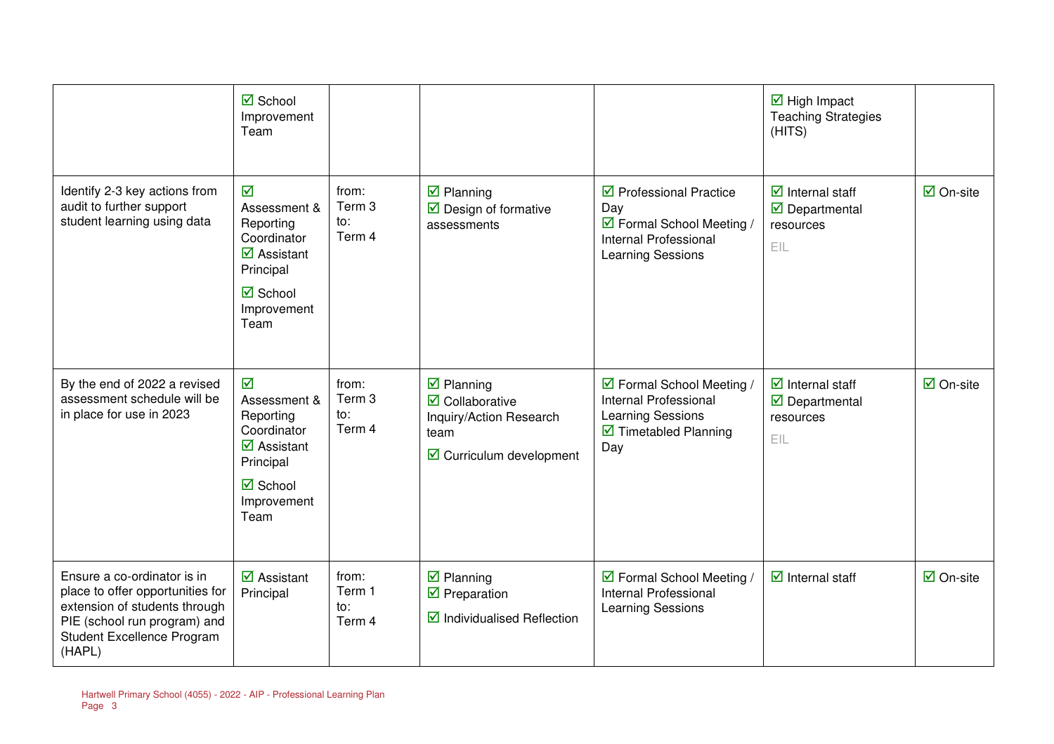| | | | | | | |
|---|---|---|---|---|---|---|
| | ☑ School Improvement Team | | | | ☑ High Impact Teaching Strategies (HITS) | |
| Identify 2-3 key actions from audit to further support student learning using data | ☑ Assessment & Reporting Coordinator ☑ Assistant Principal ☑ School Improvement Team | from: Term 3 to: Term 4 | ☑ Planning ☑ Design of formative assessments | ☑ Professional Practice Day ☑ Formal School Meeting / Internal Professional Learning Sessions | ☑ Internal staff ☑ Departmental resources EIL | ☑ On-site |
| By the end of 2022 a revised assessment schedule will be in place for use in 2023 | ☑ Assessment & Reporting Coordinator ☑ Assistant Principal ☑ School Improvement Team | from: Term 3 to: Term 4 | ☑ Planning ☑ Collaborative Inquiry/Action Research team ☑ Curriculum development | ☑ Formal School Meeting / Internal Professional Learning Sessions ☑ Timetabled Planning Day | ☑ Internal staff ☑ Departmental resources EIL | ☑ On-site |
| Ensure a co-ordinator is in place to offer opportunities for extension of students through PIE (school run program) and Student Excellence Program (HAPL) | ☑ Assistant Principal | from: Term 1 to: Term 4 | ☑ Planning ☑ Preparation ☑ Individualised Reflection | ☑ Formal School Meeting / Internal Professional Learning Sessions | ☑ Internal staff | ☑ On-site |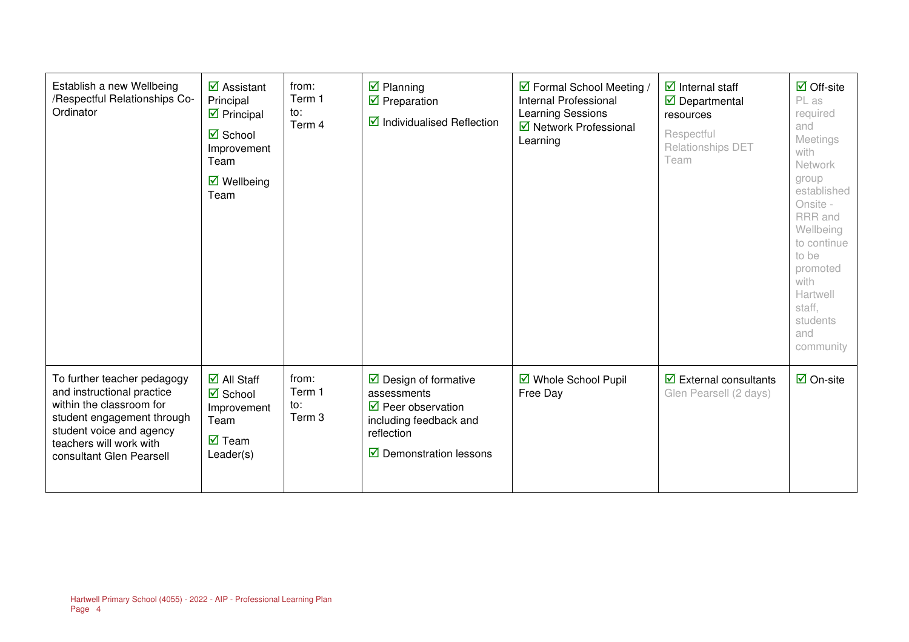| | | | | | | |
|---|---|---|---|---|---|---|
| Establish a new Wellbeing /Respectful Relationships Co-Ordinator | ☑ Assistant Principal<br>☑ Principal<br>☑ School Improvement Team<br>☑ Wellbeing Team | from: Term 1<br>to: Term 4 | ☑ Planning<br>☑ Preparation<br>☑ Individualised Reflection | ☑ Formal School Meeting / Internal Professional Learning Sessions<br>☑ Network Professional Learning | ☑ Internal staff<br>☑ Departmental resources<br>Respectful Relationships DET Team | ☑ Off-site<br>PL as required and Meetings with Network group established Onsite - RRR and Wellbeing to continue to be promoted with Hartwell staff, students and community |
| To further teacher pedagogy and instructional practice within the classroom for student engagement through student voice and agency teachers will work with consultant Glen Pearsell | ☑ All Staff<br>☑ School Improvement Team<br>☑ Team Leader(s) | from: Term 1<br>to: Term 3 | ☑ Design of formative assessments<br>☑ Peer observation including feedback and reflection<br>☑ Demonstration lessons | ☑ Whole School Pupil Free Day | ☑ External consultants<br>Glen Pearsell (2 days) | ☑ On-site |